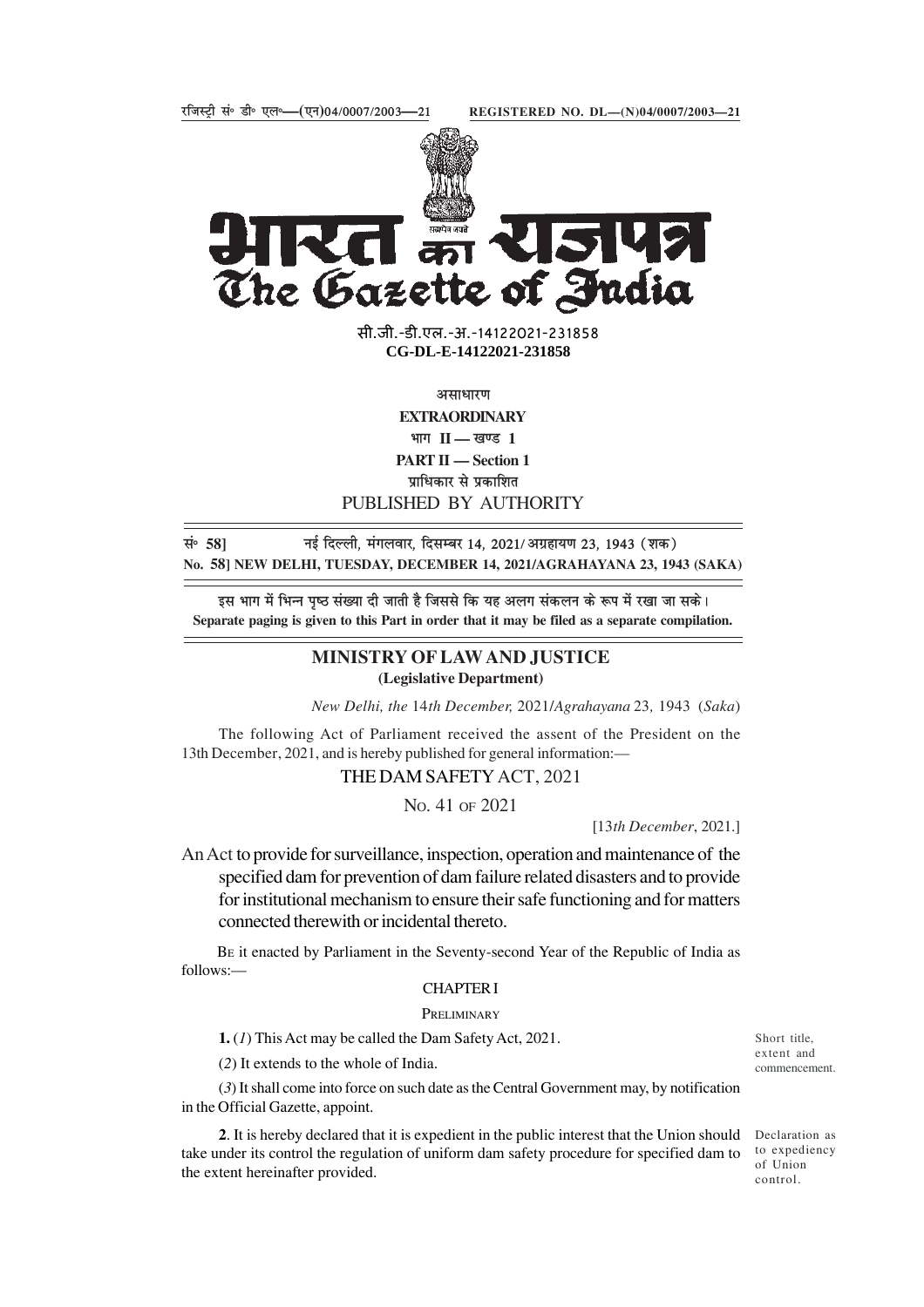रजिस्ट्री सं० डी० एल०—(एन)04/0007/2003—21 REGISTERED NO. DL—(N)04/0007/2003—21

# भारत का राजपत्र
# The Gazette of India

सी.जी.-डी.एल.-अ.-14122021-231858
**CG-DL-E-14122021-231858**

असाधारण
**EXTRAORDINARY**
भाग II — खण्ड 1
**PART II — Section 1**
प्राधिकार से प्रकाशित
PUBLISHED BY AUTHORITY

सं० 58] नई दिल्ली, मंगलवार, दिसम्बर 14, 2021/ अग्रहायण 23, 1943 (शक)
**No. 58] NEW DELHI, TUESDAY, DECEMBER 14, 2021/AGRAHAYANA 23, 1943 (SAKA)**

इस भाग में भिन्न पृष्ठ संख्या दी जाती है जिससे कि यह अलग संकलन के रूप में रखा जा सके।
**Separate paging is given to this Part in order that it may be filed as a separate compilation.**

## MINISTRY OF LAW AND JUSTICE
**(Legislative Department)**

*New Delhi, the* 14*th December,* 2021/*Agrahayana* 23*,* 1943 (*Saka*)

The following Act of Parliament received the assent of the President on the 13th December, 2021, and is hereby published for general information:—

## THE DAM SAFETY ACT, 2021

NO. 41 OF 2021

[13*th December*, 2021.]

An Act to provide for surveillance, inspection, operation and maintenance of the specified dam for prevention of dam failure related disasters and to provide for institutional mechanism to ensure their safe functioning and for matters connected therewith or incidental thereto.

BE it enacted by Parliament in the Seventy-second Year of the Republic of India as follows:—

### CHAPTER I

PRELIMINARY

Short title, extent and commencement.

**1.** (*1*) This Act may be called the Dam Safety Act, 2021.

(*2*) It extends to the whole of India.

(*3*) It shall come into force on such date as the Central Government may, by notification in the Official Gazette, appoint.

Declaration as to expediency of Union control.

**2**. It is hereby declared that it is expedient in the public interest that the Union should take under its control the regulation of uniform dam safety procedure for specified dam to the extent hereinafter provided.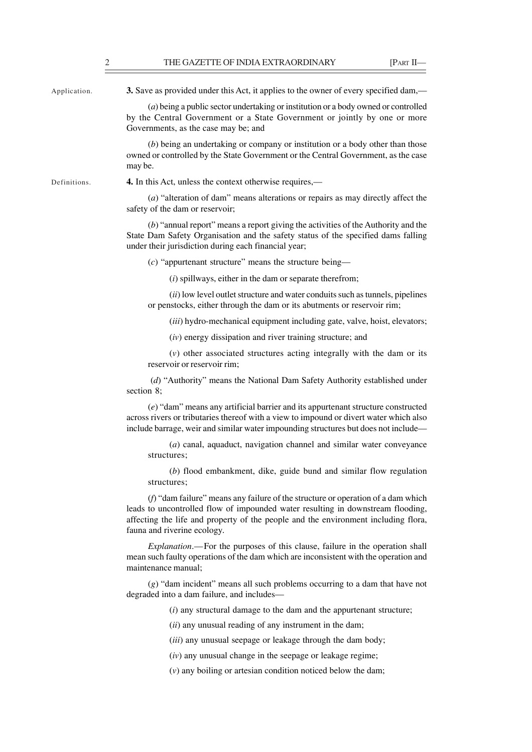Application.

**3.** Save as provided under this Act, it applies to the owner of every specified dam,—

(*a*) being a public sector undertaking or institution or a body owned or controlled by the Central Government or a State Government or jointly by one or more Governments, as the case may be; and

(*b*) being an undertaking or company or institution or a body other than those owned or controlled by the State Government or the Central Government, as the case may be.

Definitions.

**4.** In this Act, unless the context otherwise requires,—

(*a*) "alteration of dam" means alterations or repairs as may directly affect the safety of the dam or reservoir;

(*b*) "annual report" means a report giving the activities of the Authority and the State Dam Safety Organisation and the safety status of the specified dams falling under their jurisdiction during each financial year;

(*c*) "appurtenant structure" means the structure being—

(*i*) spillways, either in the dam or separate therefrom;

(*ii*) low level outlet structure and water conduits such as tunnels, pipelines or penstocks, either through the dam or its abutments or reservoir rim;

(*iii*) hydro-mechanical equipment including gate, valve, hoist, elevators;

(*iv*) energy dissipation and river training structure; and

(*v*) other associated structures acting integrally with the dam or its reservoir or reservoir rim;

(*d*) "Authority" means the National Dam Safety Authority established under section 8;

(*e*) "dam" means any artificial barrier and its appurtenant structure constructed across rivers or tributaries thereof with a view to impound or divert water which also include barrage, weir and similar water impounding structures but does not include—

(*a*) canal, aquaduct, navigation channel and similar water conveyance structures;

(*b*) flood embankment, dike, guide bund and similar flow regulation structures;

(*f*) "dam failure" means any failure of the structure or operation of a dam which leads to uncontrolled flow of impounded water resulting in downstream flooding, affecting the life and property of the people and the environment including flora, fauna and riverine ecology.

*Explanation*.—For the purposes of this clause, failure in the operation shall mean such faulty operations of the dam which are inconsistent with the operation and maintenance manual;

(*g*) "dam incident" means all such problems occurring to a dam that have not degraded into a dam failure, and includes—

(*i*) any structural damage to the dam and the appurtenant structure;

(*ii*) any unusual reading of any instrument in the dam;

(*iii*) any unusual seepage or leakage through the dam body;

(*iv*) any unusual change in the seepage or leakage regime;

(*v*) any boiling or artesian condition noticed below the dam;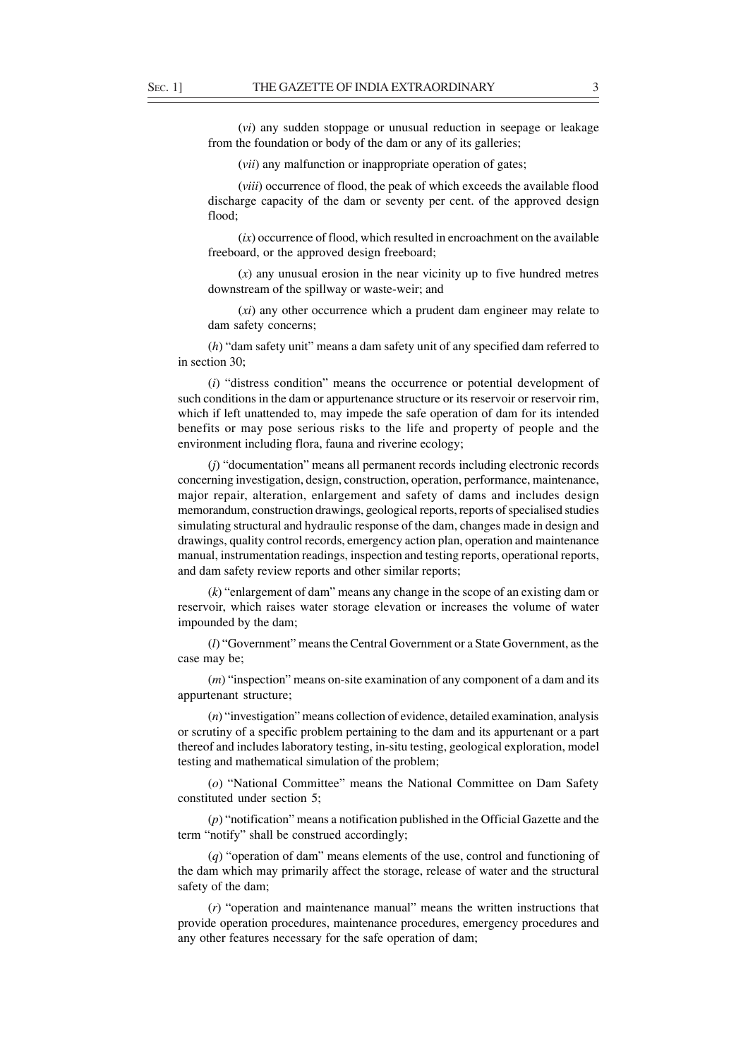(*vi*) any sudden stoppage or unusual reduction in seepage or leakage from the foundation or body of the dam or any of its galleries;

(*vii*) any malfunction or inappropriate operation of gates;

(*viii*) occurrence of flood, the peak of which exceeds the available flood discharge capacity of the dam or seventy per cent. of the approved design flood;

(*ix*) occurrence of flood, which resulted in encroachment on the available freeboard, or the approved design freeboard;

(*x*) any unusual erosion in the near vicinity up to five hundred metres downstream of the spillway or waste-weir; and

(*xi*) any other occurrence which a prudent dam engineer may relate to dam safety concerns;

(*h*) "dam safety unit" means a dam safety unit of any specified dam referred to in section 30;

(*i*) "distress condition" means the occurrence or potential development of such conditions in the dam or appurtenance structure or its reservoir or reservoir rim, which if left unattended to, may impede the safe operation of dam for its intended benefits or may pose serious risks to the life and property of people and the environment including flora, fauna and riverine ecology;

(*j*) "documentation" means all permanent records including electronic records concerning investigation, design, construction, operation, performance, maintenance, major repair, alteration, enlargement and safety of dams and includes design memorandum, construction drawings, geological reports, reports of specialised studies simulating structural and hydraulic response of the dam, changes made in design and drawings, quality control records, emergency action plan, operation and maintenance manual, instrumentation readings, inspection and testing reports, operational reports, and dam safety review reports and other similar reports;

(*k*) "enlargement of dam" means any change in the scope of an existing dam or reservoir, which raises water storage elevation or increases the volume of water impounded by the dam;

(*l*) "Government" means the Central Government or a State Government, as the case may be;

(*m*) "inspection" means on-site examination of any component of a dam and its appurtenant structure;

(*n*) "investigation" means collection of evidence, detailed examination, analysis or scrutiny of a specific problem pertaining to the dam and its appurtenant or a part thereof and includes laboratory testing, in-situ testing, geological exploration, model testing and mathematical simulation of the problem;

(*o*) "National Committee" means the National Committee on Dam Safety constituted under section 5;

(*p*) "notification" means a notification published in the Official Gazette and the term "notify" shall be construed accordingly;

(*q*) "operation of dam" means elements of the use, control and functioning of the dam which may primarily affect the storage, release of water and the structural safety of the dam;

(*r*) "operation and maintenance manual" means the written instructions that provide operation procedures, maintenance procedures, emergency procedures and any other features necessary for the safe operation of dam;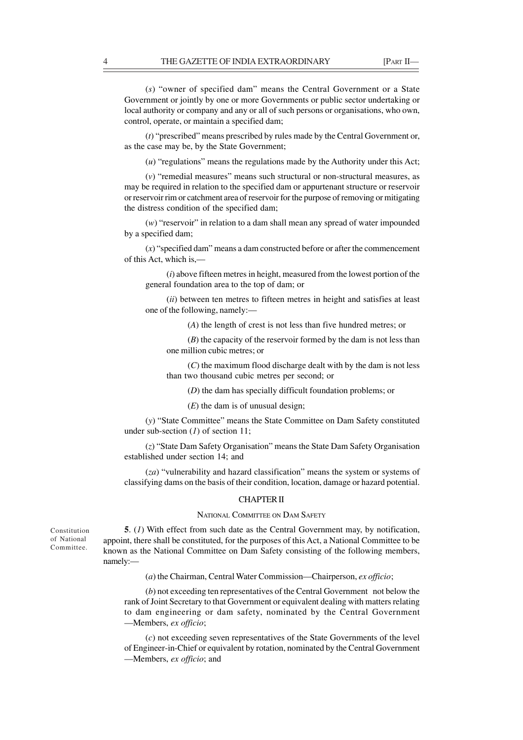(*s*) "owner of specified dam" means the Central Government or a State Government or jointly by one or more Governments or public sector undertaking or local authority or company and any or all of such persons or organisations, who own, control, operate, or maintain a specified dam;

(*t*) "prescribed" means prescribed by rules made by the Central Government or, as the case may be, by the State Government;

(*u*) "regulations" means the regulations made by the Authority under this Act;

(*v*) "remedial measures" means such structural or non-structural measures, as may be required in relation to the specified dam or appurtenant structure or reservoir or reservoir rim or catchment area of reservoir for the purpose of removing or mitigating the distress condition of the specified dam;

(*w*) "reservoir" in relation to a dam shall mean any spread of water impounded by a specified dam;

(*x*) "specified dam" means a dam constructed before or after the commencement of this Act, which is,—

(*i*) above fifteen metres in height, measured from the lowest portion of the general foundation area to the top of dam; or

(*ii*) between ten metres to fifteen metres in height and satisfies at least one of the following, namely:—

(*A*) the length of crest is not less than five hundred metres; or

(*B*) the capacity of the reservoir formed by the dam is not less than one million cubic metres; or

(*C*) the maximum flood discharge dealt with by the dam is not less than two thousand cubic metres per second; or

(*D*) the dam has specially difficult foundation problems; or

(*E*) the dam is of unusual design;

(*y*) "State Committee" means the State Committee on Dam Safety constituted under sub-section (*1*) of section 11;

(*z*) "State Dam Safety Organisation" means the State Dam Safety Organisation established under section 14; and

(*za*) "vulnerability and hazard classification" means the system or systems of classifying dams on the basis of their condition, location, damage or hazard potential.

## CHAPTER II

### NATIONAL COMMITTEE ON DAM SAFETY

Constitution of National Committee.

**5**. (*1*) With effect from such date as the Central Government may, by notification, appoint, there shall be constituted, for the purposes of this Act, a National Committee to be known as the National Committee on Dam Safety consisting of the following members, namely:—

(*a*) the Chairman, Central Water Commission—Chairperson, *ex officio*;

(*b*) not exceeding ten representatives of the Central Government not below the rank of Joint Secretary to that Government or equivalent dealing with matters relating to dam engineering or dam safety, nominated by the Central Government —Members, *ex officio*;

(*c*) not exceeding seven representatives of the State Governments of the level of Engineer-in-Chief or equivalent by rotation, nominated by the Central Government —Members, *ex officio*; and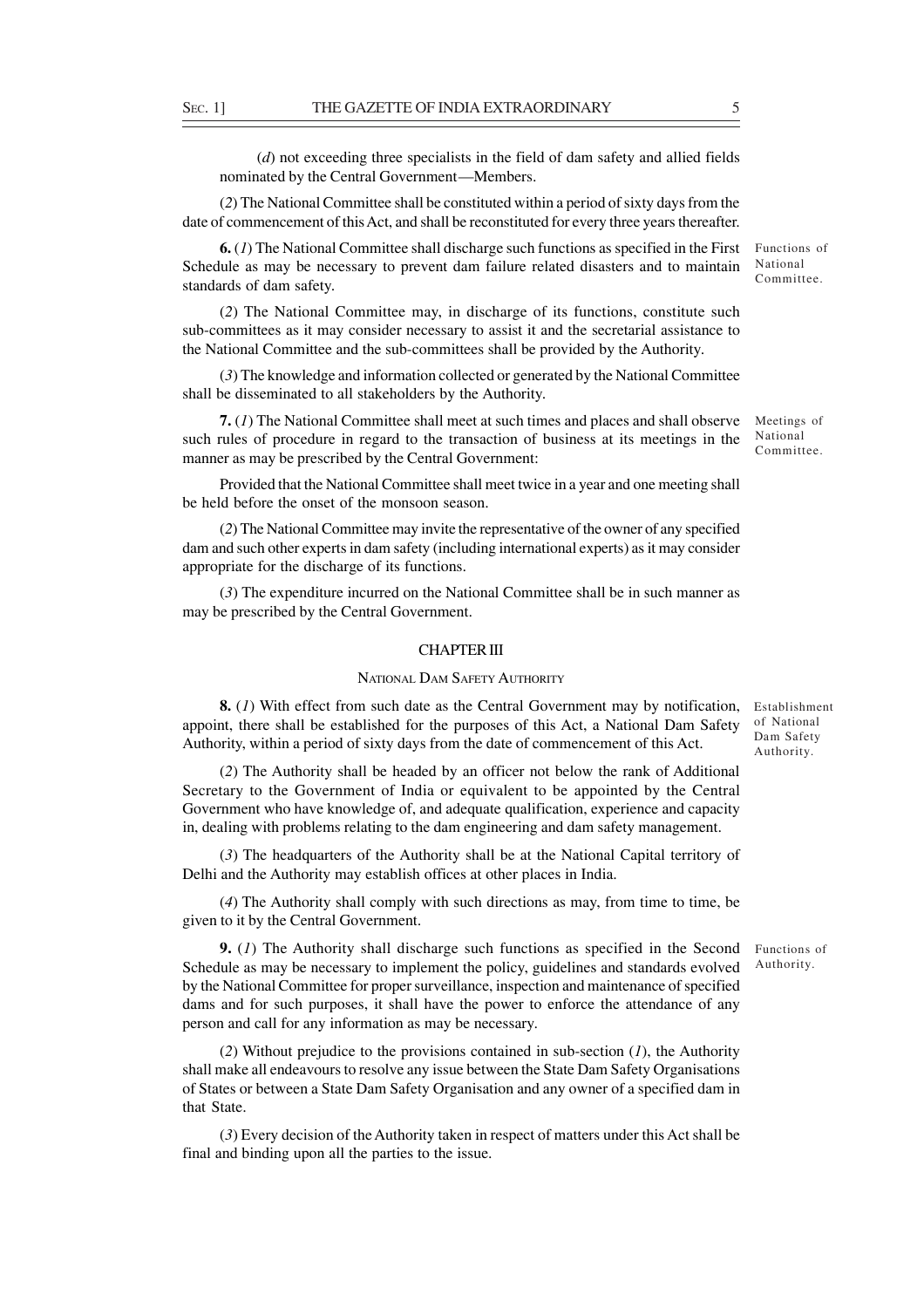(*d*) not exceeding three specialists in the field of dam safety and allied fields nominated by the Central Government—Members.

(*2*) The National Committee shall be constituted within a period of sixty days from the date of commencement of this Act, and shall be reconstituted for every three years thereafter.

Functions of National Committee.

**6.** (*1*) The National Committee shall discharge such functions as specified in the First Schedule as may be necessary to prevent dam failure related disasters and to maintain standards of dam safety.

(*2*) The National Committee may, in discharge of its functions, constitute such sub-committees as it may consider necessary to assist it and the secretarial assistance to the National Committee and the sub-committees shall be provided by the Authority.

(*3*) The knowledge and information collected or generated by the National Committee shall be disseminated to all stakeholders by the Authority.

Meetings of National Committee.

**7.** (*1*) The National Committee shall meet at such times and places and shall observe such rules of procedure in regard to the transaction of business at its meetings in the manner as may be prescribed by the Central Government:

Provided that the National Committee shall meet twice in a year and one meeting shall be held before the onset of the monsoon season.

(*2*) The National Committee may invite the representative of the owner of any specified dam and such other experts in dam safety (including international experts) as it may consider appropriate for the discharge of its functions.

(*3*) The expenditure incurred on the National Committee shall be in such manner as may be prescribed by the Central Government.

## CHAPTER III

### NATIONAL DAM SAFETY AUTHORITY

Establishment of National Dam Safety Authority.

**8.** (*1*) With effect from such date as the Central Government may by notification, appoint, there shall be established for the purposes of this Act, a National Dam Safety Authority, within a period of sixty days from the date of commencement of this Act.

(*2*) The Authority shall be headed by an officer not below the rank of Additional Secretary to the Government of India or equivalent to be appointed by the Central Government who have knowledge of, and adequate qualification, experience and capacity in, dealing with problems relating to the dam engineering and dam safety management.

(*3*) The headquarters of the Authority shall be at the National Capital territory of Delhi and the Authority may establish offices at other places in India.

(*4*) The Authority shall comply with such directions as may, from time to time, be given to it by the Central Government.

Functions of Authority.

**9.** (*1*) The Authority shall discharge such functions as specified in the Second Schedule as may be necessary to implement the policy, guidelines and standards evolved by the National Committee for proper surveillance, inspection and maintenance of specified dams and for such purposes, it shall have the power to enforce the attendance of any person and call for any information as may be necessary.

(*2*) Without prejudice to the provisions contained in sub-section (*1*), the Authority shall make all endeavours to resolve any issue between the State Dam Safety Organisations of States or between a State Dam Safety Organisation and any owner of a specified dam in that State.

(*3*) Every decision of the Authority taken in respect of matters under this Act shall be final and binding upon all the parties to the issue.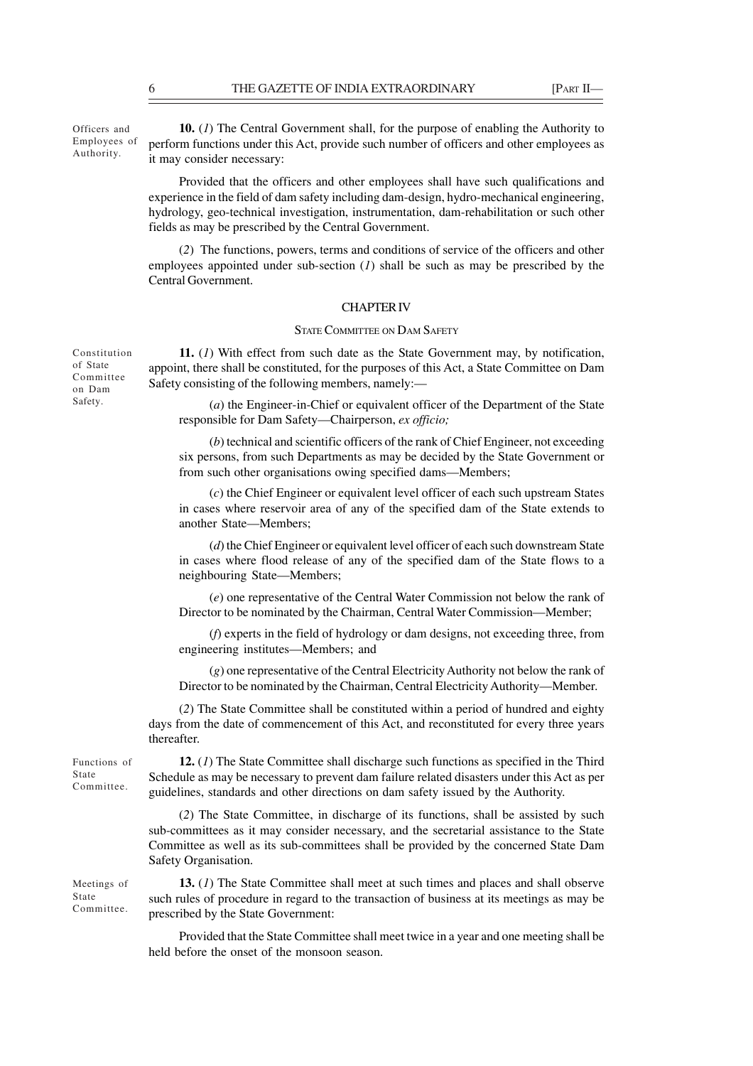Officers and Employees of Authority.

**10.** (*1*) The Central Government shall, for the purpose of enabling the Authority to perform functions under this Act, provide such number of officers and other employees as it may consider necessary:

Provided that the officers and other employees shall have such qualifications and experience in the field of dam safety including dam-design, hydro-mechanical engineering, hydrology, geo-technical investigation, instrumentation, dam-rehabilitation or such other fields as may be prescribed by the Central Government.

(*2*) The functions, powers, terms and conditions of service of the officers and other employees appointed under sub-section (*1*) shall be such as may be prescribed by the Central Government.

## CHAPTER IV

### STATE COMMITTEE ON DAM SAFETY

Constitution of State Committee on Dam Safety.

**11.** (*1*) With effect from such date as the State Government may, by notification, appoint, there shall be constituted, for the purposes of this Act, a State Committee on Dam Safety consisting of the following members, namely:—

(*a*) the Engineer-in-Chief or equivalent officer of the Department of the State responsible for Dam Safety—Chairperson, *ex officio;*

(*b*) technical and scientific officers of the rank of Chief Engineer, not exceeding six persons, from such Departments as may be decided by the State Government or from such other organisations owing specified dams—Members;

(*c*) the Chief Engineer or equivalent level officer of each such upstream States in cases where reservoir area of any of the specified dam of the State extends to another State—Members;

(*d*) the Chief Engineer or equivalent level officer of each such downstream State in cases where flood release of any of the specified dam of the State flows to a neighbouring State—Members;

(*e*) one representative of the Central Water Commission not below the rank of Director to be nominated by the Chairman, Central Water Commission—Member;

(*f*) experts in the field of hydrology or dam designs, not exceeding three, from engineering institutes—Members; and

(*g*) one representative of the Central Electricity Authority not below the rank of Director to be nominated by the Chairman, Central Electricity Authority—Member.

(*2*) The State Committee shall be constituted within a period of hundred and eighty days from the date of commencement of this Act, and reconstituted for every three years thereafter.

Functions of State Committee.

**12.** (*1*) The State Committee shall discharge such functions as specified in the Third Schedule as may be necessary to prevent dam failure related disasters under this Act as per guidelines, standards and other directions on dam safety issued by the Authority.

(*2*) The State Committee, in discharge of its functions, shall be assisted by such sub-committees as it may consider necessary, and the secretarial assistance to the State Committee as well as its sub-committees shall be provided by the concerned State Dam Safety Organisation.

Meetings of State Committee.

**13.** (*1*) The State Committee shall meet at such times and places and shall observe such rules of procedure in regard to the transaction of business at its meetings as may be prescribed by the State Government:

Provided that the State Committee shall meet twice in a year and one meeting shall be held before the onset of the monsoon season.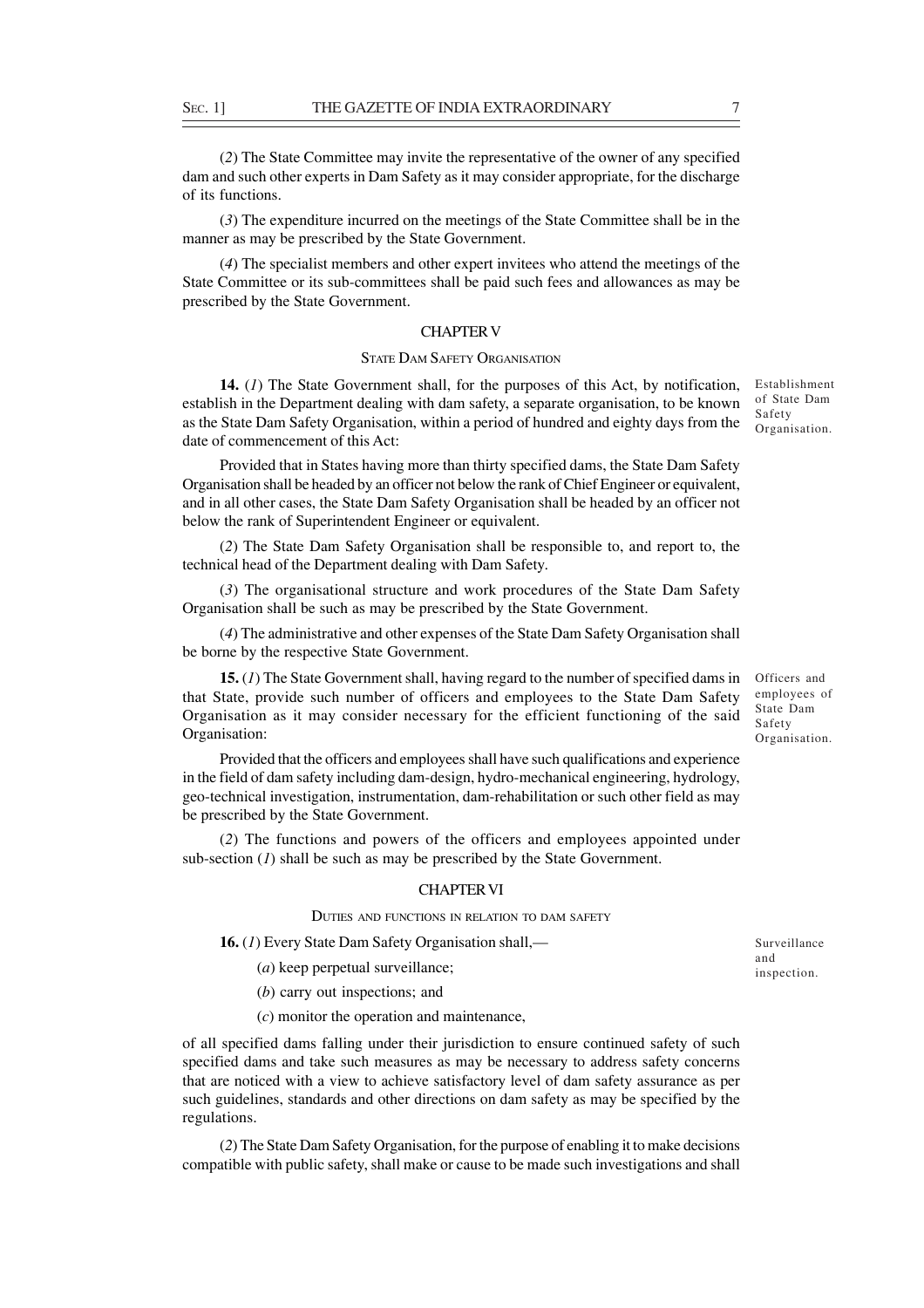(*2*) The State Committee may invite the representative of the owner of any specified dam and such other experts in Dam Safety as it may consider appropriate, for the discharge of its functions.

(*3*) The expenditure incurred on the meetings of the State Committee shall be in the manner as may be prescribed by the State Government.

(*4*) The specialist members and other expert invitees who attend the meetings of the State Committee or its sub-committees shall be paid such fees and allowances as may be prescribed by the State Government.

## CHAPTER V

### STATE DAM SAFETY ORGANISATION

Establishment of State Dam Safety Organisation.

**14.** (*1*) The State Government shall, for the purposes of this Act, by notification, establish in the Department dealing with dam safety, a separate organisation, to be known as the State Dam Safety Organisation, within a period of hundred and eighty days from the date of commencement of this Act:

Provided that in States having more than thirty specified dams, the State Dam Safety Organisation shall be headed by an officer not below the rank of Chief Engineer or equivalent, and in all other cases, the State Dam Safety Organisation shall be headed by an officer not below the rank of Superintendent Engineer or equivalent.

(*2*) The State Dam Safety Organisation shall be responsible to, and report to, the technical head of the Department dealing with Dam Safety.

(*3*) The organisational structure and work procedures of the State Dam Safety Organisation shall be such as may be prescribed by the State Government.

(*4*) The administrative and other expenses of the State Dam Safety Organisation shall be borne by the respective State Government.

Officers and employees of State Dam Safety Organisation.

**15.** (*1*) The State Government shall, having regard to the number of specified dams in that State, provide such number of officers and employees to the State Dam Safety Organisation as it may consider necessary for the efficient functioning of the said Organisation:

Provided that the officers and employees shall have such qualifications and experience in the field of dam safety including dam-design, hydro-mechanical engineering, hydrology, geo-technical investigation, instrumentation, dam-rehabilitation or such other field as may be prescribed by the State Government.

(*2*) The functions and powers of the officers and employees appointed under sub-section (*1*) shall be such as may be prescribed by the State Government.

## CHAPTER VI

### DUTIES AND FUNCTIONS IN RELATION TO DAM SAFETY

Surveillance and inspection.

**16.** (*1*) Every State Dam Safety Organisation shall,—

(*a*) keep perpetual surveillance;

(*b*) carry out inspections; and

(*c*) monitor the operation and maintenance,

of all specified dams falling under their jurisdiction to ensure continued safety of such specified dams and take such measures as may be necessary to address safety concerns that are noticed with a view to achieve satisfactory level of dam safety assurance as per such guidelines, standards and other directions on dam safety as may be specified by the regulations.

(*2*) The State Dam Safety Organisation, for the purpose of enabling it to make decisions compatible with public safety, shall make or cause to be made such investigations and shall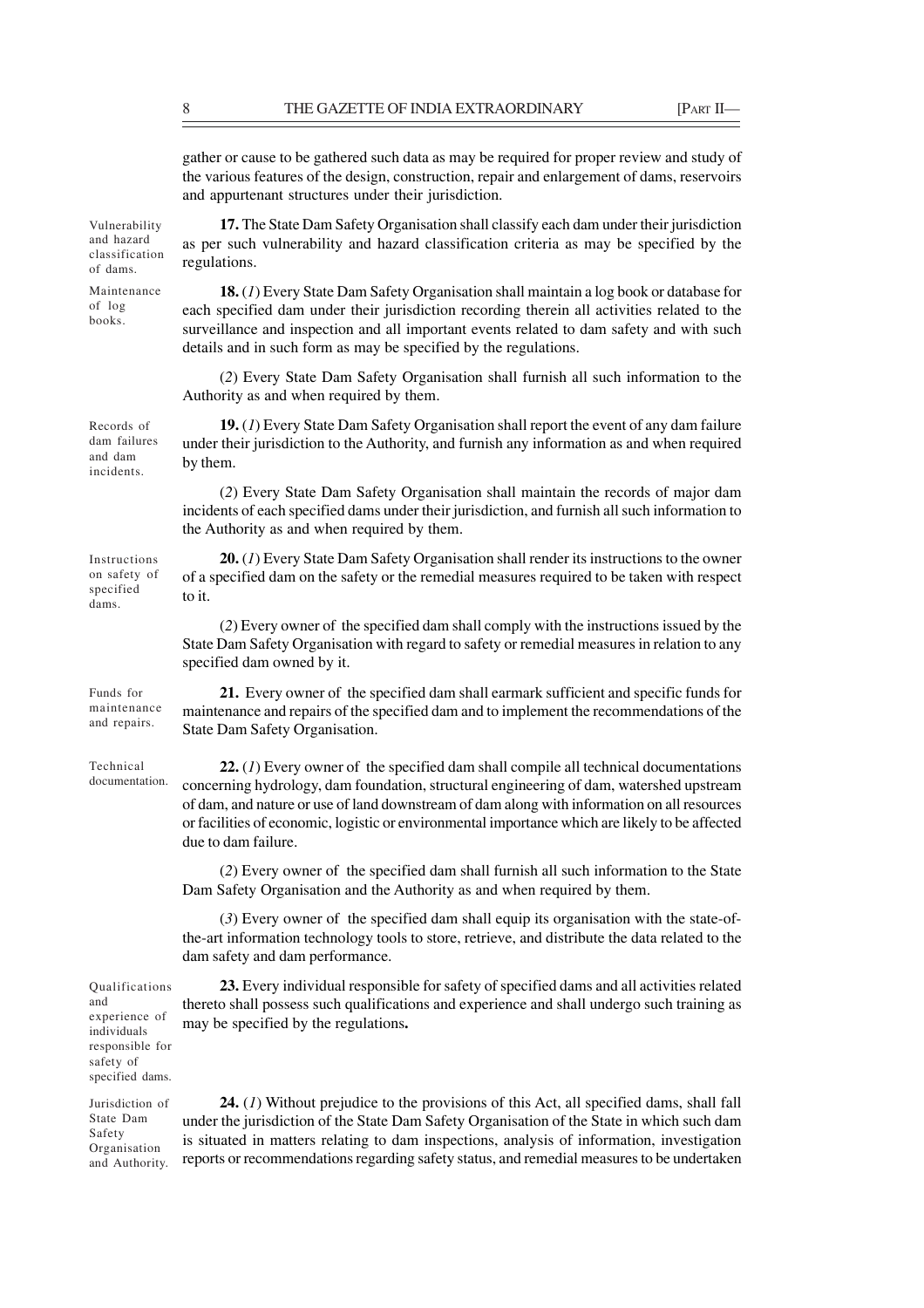gather or cause to be gathered such data as may be required for proper review and study of the various features of the design, construction, repair and enlargement of dams, reservoirs and appurtenant structures under their jurisdiction.

Vulnerability and hazard classification of dams.

**17.** The State Dam Safety Organisation shall classify each dam under their jurisdiction as per such vulnerability and hazard classification criteria as may be specified by the regulations.

Maintenance of log books.

**18.** (*1*) Every State Dam Safety Organisation shall maintain a log book or database for each specified dam under their jurisdiction recording therein all activities related to the surveillance and inspection and all important events related to dam safety and with such details and in such form as may be specified by the regulations.

(*2*) Every State Dam Safety Organisation shall furnish all such information to the Authority as and when required by them.

Records of dam failures and dam incidents.

**19.** (*1*) Every State Dam Safety Organisation shall report the event of any dam failure under their jurisdiction to the Authority, and furnish any information as and when required by them.

(*2*) Every State Dam Safety Organisation shall maintain the records of major dam incidents of each specified dams under their jurisdiction, and furnish all such information to the Authority as and when required by them.

Instructions on safety of specified dams.

**20.** (*1*) Every State Dam Safety Organisation shall render its instructions to the owner of a specified dam on the safety or the remedial measures required to be taken with respect to it.

(*2*) Every owner of the specified dam shall comply with the instructions issued by the State Dam Safety Organisation with regard to safety or remedial measures in relation to any specified dam owned by it.

Funds for maintenance and repairs.

**21.** Every owner of the specified dam shall earmark sufficient and specific funds for maintenance and repairs of the specified dam and to implement the recommendations of the State Dam Safety Organisation.

Technical documentation.

**22.** (*1*) Every owner of the specified dam shall compile all technical documentations concerning hydrology, dam foundation, structural engineering of dam, watershed upstream of dam, and nature or use of land downstream of dam along with information on all resources or facilities of economic, logistic or environmental importance which are likely to be affected due to dam failure.

(*2*) Every owner of the specified dam shall furnish all such information to the State Dam Safety Organisation and the Authority as and when required by them.

(*3*) Every owner of the specified dam shall equip its organisation with the state-of-the-art information technology tools to store, retrieve, and distribute the data related to the dam safety and dam performance.

Qualifications and experience of individuals responsible for safety of specified dams.

**23.** Every individual responsible for safety of specified dams and all activities related thereto shall possess such qualifications and experience and shall undergo such training as may be specified by the regulations**.**

Jurisdiction of State Dam Safety Organisation and Authority.

**24.** (*1*) Without prejudice to the provisions of this Act, all specified dams, shall fall under the jurisdiction of the State Dam Safety Organisation of the State in which such dam is situated in matters relating to dam inspections, analysis of information, investigation reports or recommendations regarding safety status, and remedial measures to be undertaken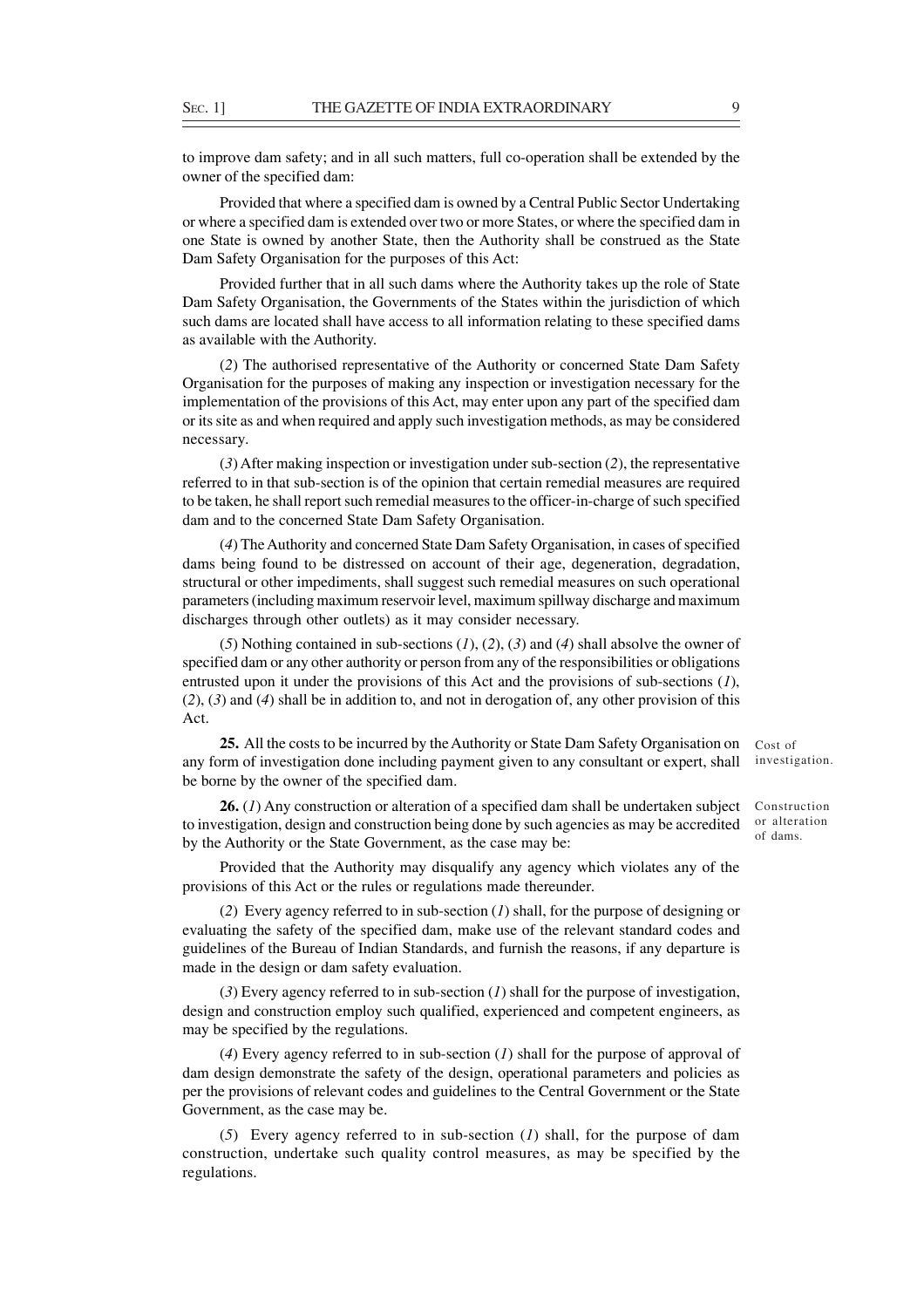to improve dam safety; and in all such matters, full co-operation shall be extended by the owner of the specified dam:

Provided that where a specified dam is owned by a Central Public Sector Undertaking or where a specified dam is extended over two or more States, or where the specified dam in one State is owned by another State, then the Authority shall be construed as the State Dam Safety Organisation for the purposes of this Act:

Provided further that in all such dams where the Authority takes up the role of State Dam Safety Organisation, the Governments of the States within the jurisdiction of which such dams are located shall have access to all information relating to these specified dams as available with the Authority.

(*2*) The authorised representative of the Authority or concerned State Dam Safety Organisation for the purposes of making any inspection or investigation necessary for the implementation of the provisions of this Act, may enter upon any part of the specified dam or its site as and when required and apply such investigation methods, as may be considered necessary.

(*3*) After making inspection or investigation under sub-section (*2*), the representative referred to in that sub-section is of the opinion that certain remedial measures are required to be taken, he shall report such remedial measures to the officer-in-charge of such specified dam and to the concerned State Dam Safety Organisation.

(*4*) The Authority and concerned State Dam Safety Organisation, in cases of specified dams being found to be distressed on account of their age, degeneration, degradation, structural or other impediments, shall suggest such remedial measures on such operational parameters (including maximum reservoir level, maximum spillway discharge and maximum discharges through other outlets) as it may consider necessary.

(*5*) Nothing contained in sub-sections (*1*), (*2*), (*3*) and (*4*) shall absolve the owner of specified dam or any other authority or person from any of the responsibilities or obligations entrusted upon it under the provisions of this Act and the provisions of sub-sections (*1*), (*2*), (*3*) and (*4*) shall be in addition to, and not in derogation of, any other provision of this Act.

Cost of investigation.

**25.** All the costs to be incurred by the Authority or State Dam Safety Organisation on any form of investigation done including payment given to any consultant or expert, shall be borne by the owner of the specified dam.

Construction or alteration of dams.

**26.** (*1*) Any construction or alteration of a specified dam shall be undertaken subject to investigation, design and construction being done by such agencies as may be accredited by the Authority or the State Government, as the case may be:

Provided that the Authority may disqualify any agency which violates any of the provisions of this Act or the rules or regulations made thereunder.

(*2*) Every agency referred to in sub-section (*1*) shall, for the purpose of designing or evaluating the safety of the specified dam, make use of the relevant standard codes and guidelines of the Bureau of Indian Standards, and furnish the reasons, if any departure is made in the design or dam safety evaluation.

(*3*) Every agency referred to in sub-section (*1*) shall for the purpose of investigation, design and construction employ such qualified, experienced and competent engineers, as may be specified by the regulations.

(*4*) Every agency referred to in sub-section (*1*) shall for the purpose of approval of dam design demonstrate the safety of the design, operational parameters and policies as per the provisions of relevant codes and guidelines to the Central Government or the State Government, as the case may be.

(*5*) Every agency referred to in sub-section (*1*) shall, for the purpose of dam construction, undertake such quality control measures, as may be specified by the regulations.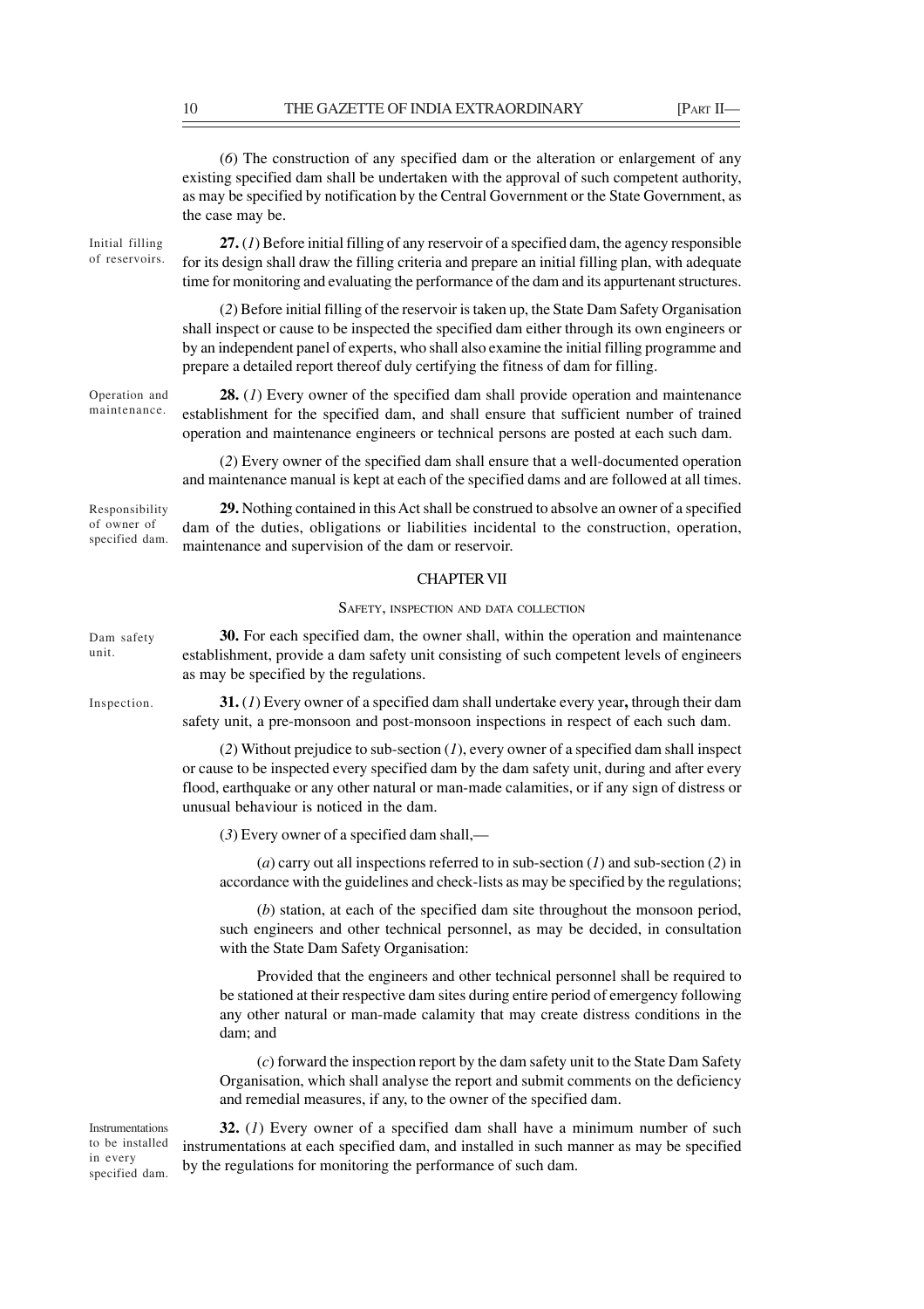(*6*) The construction of any specified dam or the alteration or enlargement of any existing specified dam shall be undertaken with the approval of such competent authority, as may be specified by notification by the Central Government or the State Government, as the case may be.

Initial filling of reservoirs.

**27.** (*1*) Before initial filling of any reservoir of a specified dam, the agency responsible for its design shall draw the filling criteria and prepare an initial filling plan, with adequate time for monitoring and evaluating the performance of the dam and its appurtenant structures.

(*2*) Before initial filling of the reservoir is taken up, the State Dam Safety Organisation shall inspect or cause to be inspected the specified dam either through its own engineers or by an independent panel of experts, who shall also examine the initial filling programme and prepare a detailed report thereof duly certifying the fitness of dam for filling.

Operation and maintenance.

**28.** (*1*) Every owner of the specified dam shall provide operation and maintenance establishment for the specified dam, and shall ensure that sufficient number of trained operation and maintenance engineers or technical persons are posted at each such dam.

(*2*) Every owner of the specified dam shall ensure that a well-documented operation and maintenance manual is kept at each of the specified dams and are followed at all times.

Responsibility of owner of specified dam.

**29.** Nothing contained in this Act shall be construed to absolve an owner of a specified dam of the duties, obligations or liabilities incidental to the construction, operation, maintenance and supervision of the dam or reservoir.

## CHAPTER VII

### SAFETY, INSPECTION AND DATA COLLECTION

Dam safety unit.

**30.** For each specified dam, the owner shall, within the operation and maintenance establishment, provide a dam safety unit consisting of such competent levels of engineers as may be specified by the regulations.

Inspection.

**31.** (*1*) Every owner of a specified dam shall undertake every year**,** through their dam safety unit, a pre-monsoon and post-monsoon inspections in respect of each such dam.

(*2*) Without prejudice to sub-section (*1*), every owner of a specified dam shall inspect or cause to be inspected every specified dam by the dam safety unit, during and after every flood, earthquake or any other natural or man-made calamities, or if any sign of distress or unusual behaviour is noticed in the dam.

(*3*) Every owner of a specified dam shall,—

(*a*) carry out all inspections referred to in sub-section (*1*) and sub-section (*2*) in accordance with the guidelines and check-lists as may be specified by the regulations;

(*b*) station, at each of the specified dam site throughout the monsoon period, such engineers and other technical personnel, as may be decided, in consultation with the State Dam Safety Organisation:

Provided that the engineers and other technical personnel shall be required to be stationed at their respective dam sites during entire period of emergency following any other natural or man-made calamity that may create distress conditions in the dam; and

(*c*) forward the inspection report by the dam safety unit to the State Dam Safety Organisation, which shall analyse the report and submit comments on the deficiency and remedial measures, if any, to the owner of the specified dam.

Instrumentations to be installed in every specified dam.

**32.** (*1*) Every owner of a specified dam shall have a minimum number of such instrumentations at each specified dam, and installed in such manner as may be specified by the regulations for monitoring the performance of such dam.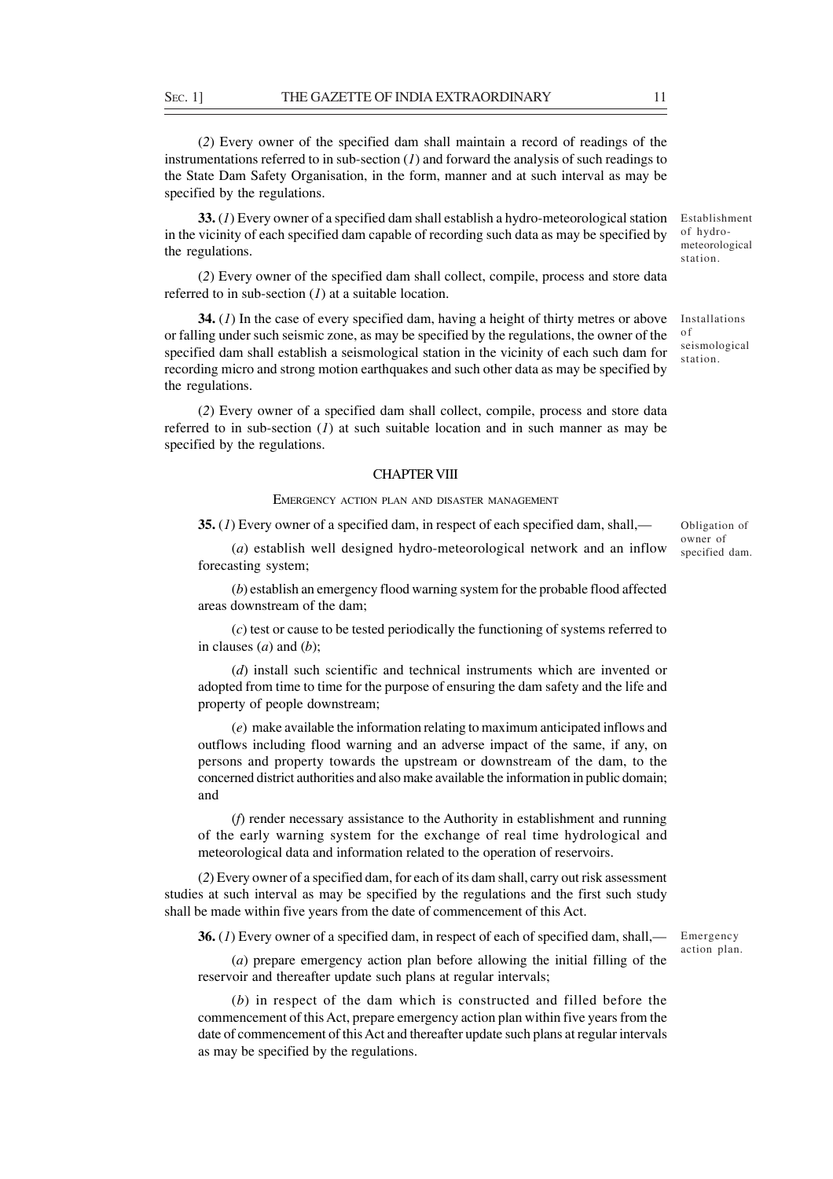(*2*) Every owner of the specified dam shall maintain a record of readings of the instrumentations referred to in sub-section (*1*) and forward the analysis of such readings to the State Dam Safety Organisation, in the form, manner and at such interval as may be specified by the regulations.

Establishment of hydro-meteorological station.

**33.** (*1*) Every owner of a specified dam shall establish a hydro-meteorological station in the vicinity of each specified dam capable of recording such data as may be specified by the regulations.

(*2*) Every owner of the specified dam shall collect, compile, process and store data referred to in sub-section (*1*) at a suitable location.

Installations of seismological station.

**34.** (*1*) In the case of every specified dam, having a height of thirty metres or above or falling under such seismic zone, as may be specified by the regulations, the owner of the specified dam shall establish a seismological station in the vicinity of each such dam for recording micro and strong motion earthquakes and such other data as may be specified by the regulations.

(*2*) Every owner of a specified dam shall collect, compile, process and store data referred to in sub-section (*1*) at such suitable location and in such manner as may be specified by the regulations.

## CHAPTER VIII

### EMERGENCY ACTION PLAN AND DISASTER MANAGEMENT

Obligation of owner of specified dam.

**35.** (*1*) Every owner of a specified dam, in respect of each specified dam, shall,—

(*a*) establish well designed hydro-meteorological network and an inflow forecasting system;

(*b*) establish an emergency flood warning system for the probable flood affected areas downstream of the dam;

(*c*) test or cause to be tested periodically the functioning of systems referred to in clauses (*a*) and (*b*);

(*d*) install such scientific and technical instruments which are invented or adopted from time to time for the purpose of ensuring the dam safety and the life and property of people downstream;

(*e*) make available the information relating to maximum anticipated inflows and outflows including flood warning and an adverse impact of the same, if any, on persons and property towards the upstream or downstream of the dam, to the concerned district authorities and also make available the information in public domain; and

(*f*) render necessary assistance to the Authority in establishment and running of the early warning system for the exchange of real time hydrological and meteorological data and information related to the operation of reservoirs.

(*2*) Every owner of a specified dam, for each of its dam shall, carry out risk assessment studies at such interval as may be specified by the regulations and the first such study shall be made within five years from the date of commencement of this Act.

Emergency action plan.

**36.** (*1*) Every owner of a specified dam, in respect of each of specified dam, shall,—

(*a*) prepare emergency action plan before allowing the initial filling of the reservoir and thereafter update such plans at regular intervals;

(*b*) in respect of the dam which is constructed and filled before the commencement of this Act, prepare emergency action plan within five years from the date of commencement of this Act and thereafter update such plans at regular intervals as may be specified by the regulations.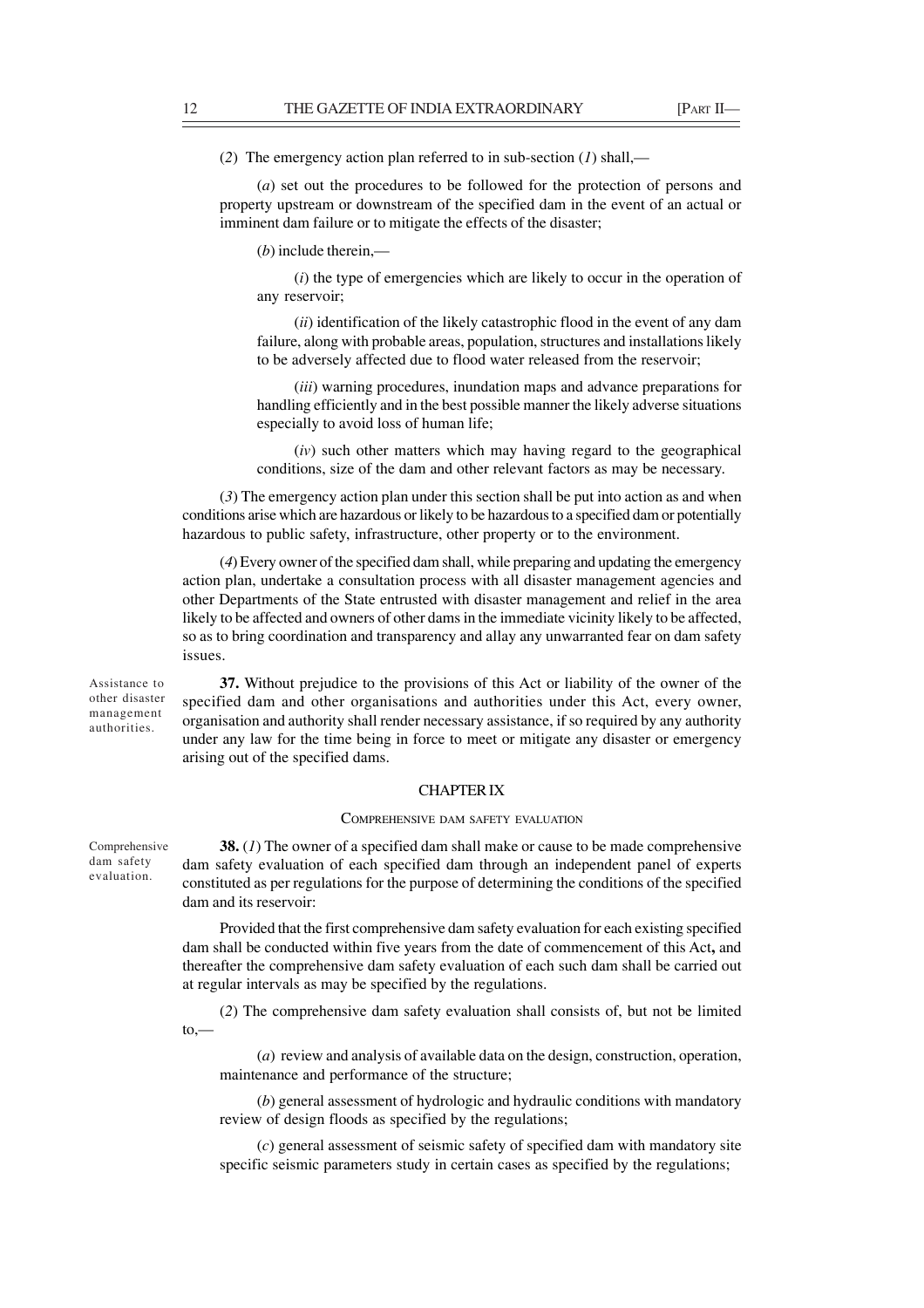(2) The emergency action plan referred to in sub-section (*1*) shall,—

(*a*) set out the procedures to be followed for the protection of persons and property upstream or downstream of the specified dam in the event of an actual or imminent dam failure or to mitigate the effects of the disaster;

(*b*) include therein,—

(*i*) the type of emergencies which are likely to occur in the operation of any reservoir;

(*ii*) identification of the likely catastrophic flood in the event of any dam failure, along with probable areas, population, structures and installations likely to be adversely affected due to flood water released from the reservoir;

(*iii*) warning procedures, inundation maps and advance preparations for handling efficiently and in the best possible manner the likely adverse situations especially to avoid loss of human life;

(*iv*) such other matters which may having regard to the geographical conditions, size of the dam and other relevant factors as may be necessary.

(*3*) The emergency action plan under this section shall be put into action as and when conditions arise which are hazardous or likely to be hazardous to a specified dam or potentially hazardous to public safety, infrastructure, other property or to the environment.

(*4*) Every owner of the specified dam shall, while preparing and updating the emergency action plan, undertake a consultation process with all disaster management agencies and other Departments of the State entrusted with disaster management and relief in the area likely to be affected and owners of other dams in the immediate vicinity likely to be affected, so as to bring coordination and transparency and allay any unwarranted fear on dam safety issues.

Assistance to other disaster management authorities.

**37.** Without prejudice to the provisions of this Act or liability of the owner of the specified dam and other organisations and authorities under this Act, every owner, organisation and authority shall render necessary assistance, if so required by any authority under any law for the time being in force to meet or mitigate any disaster or emergency arising out of the specified dams.

## CHAPTER IX

### COMPREHENSIVE DAM SAFETY EVALUATION

Comprehensive dam safety evaluation.

**38.** (*1*) The owner of a specified dam shall make or cause to be made comprehensive dam safety evaluation of each specified dam through an independent panel of experts constituted as per regulations for the purpose of determining the conditions of the specified dam and its reservoir:

Provided that the first comprehensive dam safety evaluation for each existing specified dam shall be conducted within five years from the date of commencement of this Act**,** and thereafter the comprehensive dam safety evaluation of each such dam shall be carried out at regular intervals as may be specified by the regulations.

(*2*) The comprehensive dam safety evaluation shall consists of, but not be limited to,—

(*a*) review and analysis of available data on the design, construction, operation, maintenance and performance of the structure;

(*b*) general assessment of hydrologic and hydraulic conditions with mandatory review of design floods as specified by the regulations;

(*c*) general assessment of seismic safety of specified dam with mandatory site specific seismic parameters study in certain cases as specified by the regulations;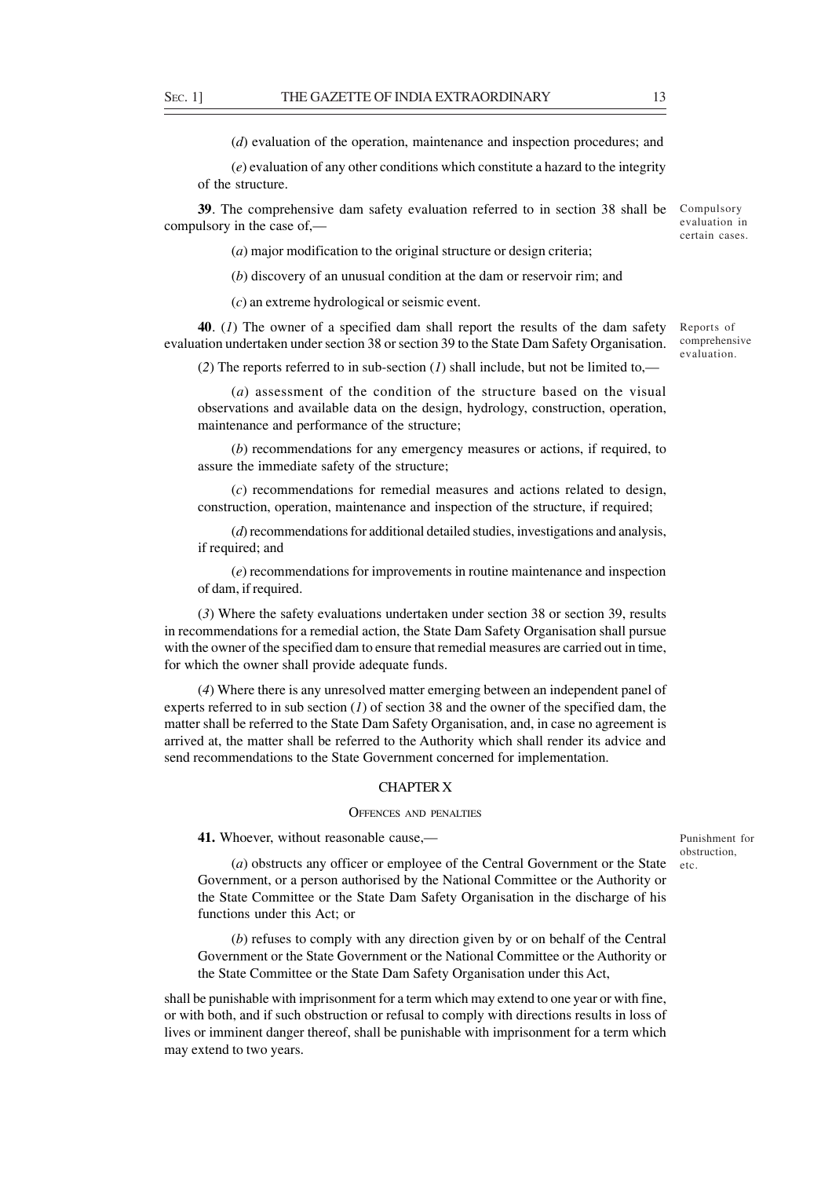(*d*) evaluation of the operation, maintenance and inspection procedures; and

(*e*) evaluation of any other conditions which constitute a hazard to the integrity of the structure.

Compulsory evaluation in certain cases.

**39**. The comprehensive dam safety evaluation referred to in section 38 shall be compulsory in the case of,—

(*a*) major modification to the original structure or design criteria;

(*b*) discovery of an unusual condition at the dam or reservoir rim; and

(*c*) an extreme hydrological or seismic event.

Reports of comprehensive evaluation.

**40**. (*1*) The owner of a specified dam shall report the results of the dam safety evaluation undertaken under section 38 or section 39 to the State Dam Safety Organisation.

(*2*) The reports referred to in sub-section (*1*) shall include, but not be limited to,—

(*a*) assessment of the condition of the structure based on the visual observations and available data on the design, hydrology, construction, operation, maintenance and performance of the structure;

(*b*) recommendations for any emergency measures or actions, if required, to assure the immediate safety of the structure;

(*c*) recommendations for remedial measures and actions related to design, construction, operation, maintenance and inspection of the structure, if required;

(*d*) recommendations for additional detailed studies, investigations and analysis, if required; and

(*e*) recommendations for improvements in routine maintenance and inspection of dam, if required.

(*3*) Where the safety evaluations undertaken under section 38 or section 39, results in recommendations for a remedial action, the State Dam Safety Organisation shall pursue with the owner of the specified dam to ensure that remedial measures are carried out in time, for which the owner shall provide adequate funds.

(*4*) Where there is any unresolved matter emerging between an independent panel of experts referred to in sub section (*1*) of section 38 and the owner of the specified dam, the matter shall be referred to the State Dam Safety Organisation, and, in case no agreement is arrived at, the matter shall be referred to the Authority which shall render its advice and send recommendations to the State Government concerned for implementation.

## CHAPTER X

### OFFENCES AND PENALTIES

Punishment for obstruction, etc.

**41.** Whoever, without reasonable cause,—

(*a*) obstructs any officer or employee of the Central Government or the State Government, or a person authorised by the National Committee or the Authority or the State Committee or the State Dam Safety Organisation in the discharge of his functions under this Act; or

(*b*) refuses to comply with any direction given by or on behalf of the Central Government or the State Government or the National Committee or the Authority or the State Committee or the State Dam Safety Organisation under this Act,

shall be punishable with imprisonment for a term which may extend to one year or with fine, or with both, and if such obstruction or refusal to comply with directions results in loss of lives or imminent danger thereof, shall be punishable with imprisonment for a term which may extend to two years.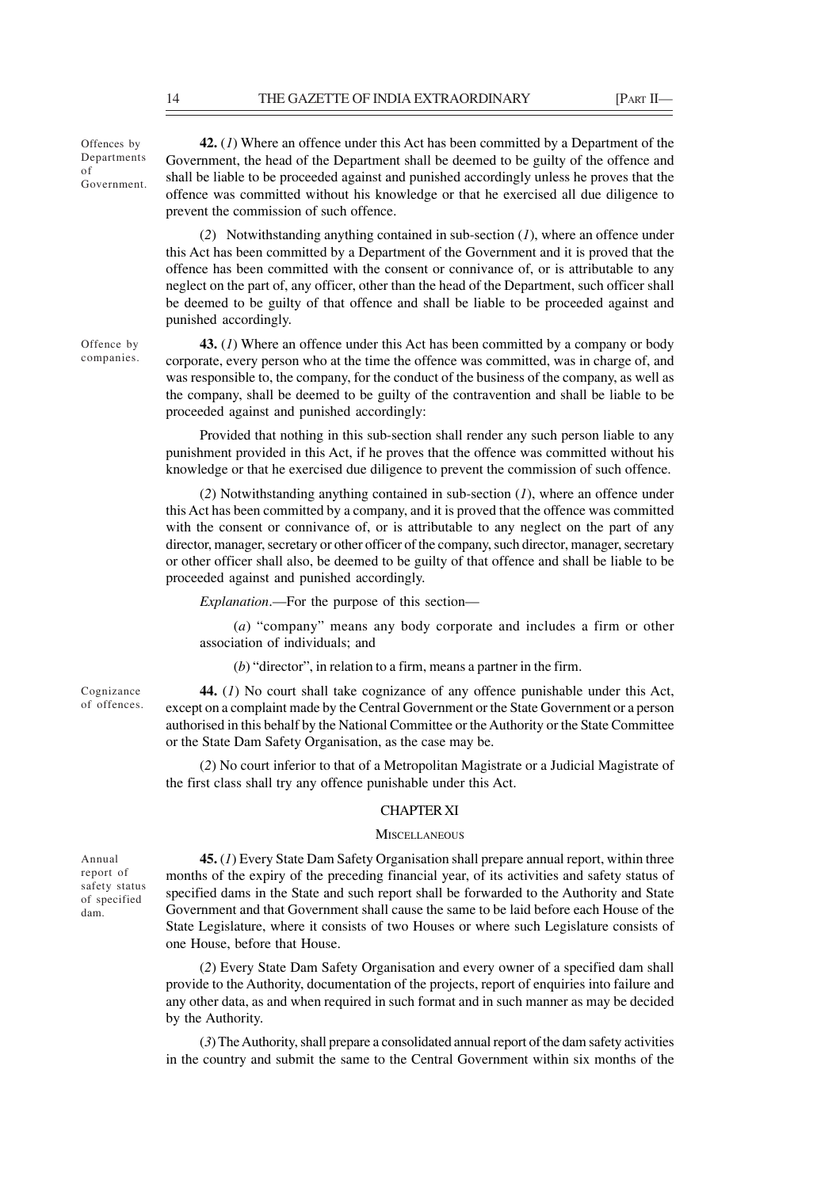Offences by Departments of Government.

**42.** (*1*) Where an offence under this Act has been committed by a Department of the Government, the head of the Department shall be deemed to be guilty of the offence and shall be liable to be proceeded against and punished accordingly unless he proves that the offence was committed without his knowledge or that he exercised all due diligence to prevent the commission of such offence.

(*2*) Notwithstanding anything contained in sub-section (*1*), where an offence under this Act has been committed by a Department of the Government and it is proved that the offence has been committed with the consent or connivance of, or is attributable to any neglect on the part of, any officer, other than the head of the Department, such officer shall be deemed to be guilty of that offence and shall be liable to be proceeded against and punished accordingly.

Offence by companies.

**43.** (*1*) Where an offence under this Act has been committed by a company or body corporate, every person who at the time the offence was committed, was in charge of, and was responsible to, the company, for the conduct of the business of the company, as well as the company, shall be deemed to be guilty of the contravention and shall be liable to be proceeded against and punished accordingly:

Provided that nothing in this sub-section shall render any such person liable to any punishment provided in this Act, if he proves that the offence was committed without his knowledge or that he exercised due diligence to prevent the commission of such offence.

(*2*) Notwithstanding anything contained in sub-section (*1*), where an offence under this Act has been committed by a company, and it is proved that the offence was committed with the consent or connivance of, or is attributable to any neglect on the part of any director, manager, secretary or other officer of the company, such director, manager, secretary or other officer shall also, be deemed to be guilty of that offence and shall be liable to be proceeded against and punished accordingly.

*Explanation*.—For the purpose of this section—

(*a*) "company" means any body corporate and includes a firm or other association of individuals; and

(*b*) "director", in relation to a firm, means a partner in the firm.

Cognizance of offences.

**44.** (*1*) No court shall take cognizance of any offence punishable under this Act, except on a complaint made by the Central Government or the State Government or a person authorised in this behalf by the National Committee or the Authority or the State Committee or the State Dam Safety Organisation, as the case may be.

(*2*) No court inferior to that of a Metropolitan Magistrate or a Judicial Magistrate of the first class shall try any offence punishable under this Act.

## CHAPTER XI

### MISCELLANEOUS

Annual report of safety status of specified dam.

**45.** (*1*) Every State Dam Safety Organisation shall prepare annual report, within three months of the expiry of the preceding financial year, of its activities and safety status of specified dams in the State and such report shall be forwarded to the Authority and State Government and that Government shall cause the same to be laid before each House of the State Legislature, where it consists of two Houses or where such Legislature consists of one House, before that House.

(*2*) Every State Dam Safety Organisation and every owner of a specified dam shall provide to the Authority, documentation of the projects, report of enquiries into failure and any other data, as and when required in such format and in such manner as may be decided by the Authority.

(*3*) The Authority, shall prepare a consolidated annual report of the dam safety activities in the country and submit the same to the Central Government within six months of the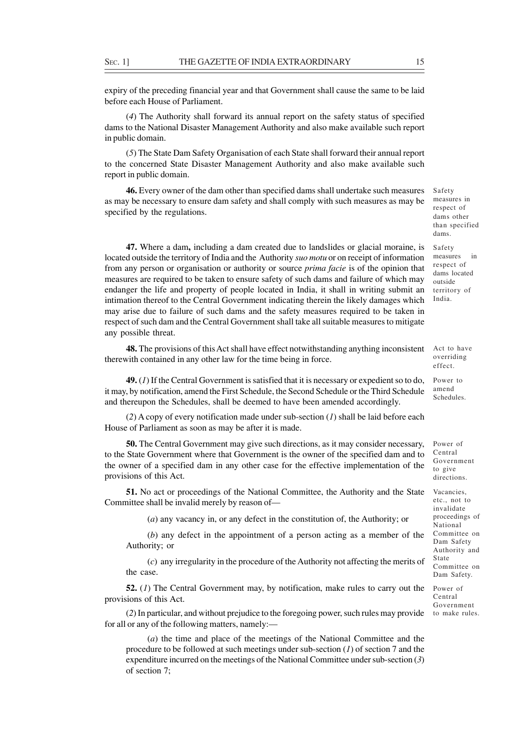expiry of the preceding financial year and that Government shall cause the same to be laid before each House of Parliament.

(*4*) The Authority shall forward its annual report on the safety status of specified dams to the National Disaster Management Authority and also make available such report in public domain.

(*5*) The State Dam Safety Organisation of each State shall forward their annual report to the concerned State Disaster Management Authority and also make available such report in public domain.

Safety measures in respect of dams other than specified dams.

**46.** Every owner of the dam other than specified dams shall undertake such measures as may be necessary to ensure dam safety and shall comply with such measures as may be specified by the regulations.

Safety measures in respect of dams located outside territory of India.

**47.** Where a dam**,** including a dam created due to landslides or glacial moraine, is located outside the territory of India and the Authority *suo motu* or on receipt of information from any person or organisation or authority or source *prima facie* is of the opinion that measures are required to be taken to ensure safety of such dams and failure of which may endanger the life and property of people located in India, it shall in writing submit an intimation thereof to the Central Government indicating therein the likely damages which may arise due to failure of such dams and the safety measures required to be taken in respect of such dam and the Central Government shall take all suitable measures to mitigate any possible threat.

Act to have overriding effect.

**48.** The provisions of this Act shall have effect notwithstanding anything inconsistent therewith contained in any other law for the time being in force.

Power to amend Schedules.

**49.** (*1*) If the Central Government is satisfied that it is necessary or expedient so to do, it may, by notification, amend the First Schedule, the Second Schedule or the Third Schedule and thereupon the Schedules, shall be deemed to have been amended accordingly.

(*2*) A copy of every notification made under sub-section (*1*) shall be laid before each House of Parliament as soon as may be after it is made.

Power of Central Government to give directions.

**50.** The Central Government may give such directions, as it may consider necessary, to the State Government where that Government is the owner of the specified dam and to the owner of a specified dam in any other case for the effective implementation of the provisions of this Act.

Vacancies, etc., not to invalidate proceedings of National Committee on Dam Safety Authority and State Committee on Dam Safety.

**51.** No act or proceedings of the National Committee, the Authority and the State Committee shall be invalid merely by reason of—

(*a*) any vacancy in, or any defect in the constitution of, the Authority; or

(*b*) any defect in the appointment of a person acting as a member of the Authority; or

(*c*) any irregularity in the procedure of the Authority not affecting the merits of the case.

Power of Central Government to make rules.

**52.** (*1*) The Central Government may, by notification, make rules to carry out the provisions of this Act.

(*2*) In particular, and without prejudice to the foregoing power, such rules may provide for all or any of the following matters, namely:—

(*a*) the time and place of the meetings of the National Committee and the procedure to be followed at such meetings under sub-section (*1*) of section 7 and the expenditure incurred on the meetings of the National Committee under sub-section (*3*) of section 7;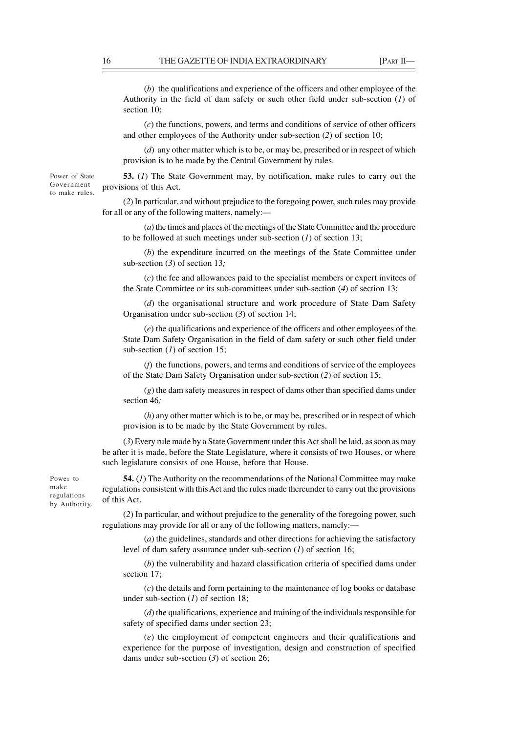(*b*) the qualifications and experience of the officers and other employee of the Authority in the field of dam safety or such other field under sub-section (*1*) of section 10;

(*c*) the functions, powers, and terms and conditions of service of other officers and other employees of the Authority under sub-section (*2*) of section 10;

(*d*) any other matter which is to be, or may be, prescribed or in respect of which provision is to be made by the Central Government by rules.

Power of State Government to make rules.

**53.** (*1*) The State Government may, by notification, make rules to carry out the provisions of this Act.

(*2*) In particular, and without prejudice to the foregoing power, such rules may provide for all or any of the following matters, namely:—

(*a*) the times and places of the meetings of the State Committee and the procedure to be followed at such meetings under sub-section (*1*) of section 13;

(*b*) the expenditure incurred on the meetings of the State Committee under sub-section (*3*) of section 13;

(*c*) the fee and allowances paid to the specialist members or expert invitees of the State Committee or its sub-committees under sub-section (*4*) of section 13;

(*d*) the organisational structure and work procedure of State Dam Safety Organisation under sub-section (*3*) of section 14;

(*e*) the qualifications and experience of the officers and other employees of the State Dam Safety Organisation in the field of dam safety or such other field under sub-section (*1*) of section 15;

(*f*) the functions, powers, and terms and conditions of service of the employees of the State Dam Safety Organisation under sub-section (*2*) of section 15;

(*g*) the dam safety measures in respect of dams other than specified dams under section 46;

(*h*) any other matter which is to be, or may be, prescribed or in respect of which provision is to be made by the State Government by rules.

(*3*) Every rule made by a State Government under this Act shall be laid, as soon as may be after it is made, before the State Legislature, where it consists of two Houses, or where such legislature consists of one House, before that House.

Power to make regulations by Authority.

**54.** (*1*) The Authority on the recommendations of the National Committee may make regulations consistent with this Act and the rules made thereunder to carry out the provisions of this Act.

(*2*) In particular, and without prejudice to the generality of the foregoing power, such regulations may provide for all or any of the following matters, namely:—

(*a*) the guidelines, standards and other directions for achieving the satisfactory level of dam safety assurance under sub-section (*1*) of section 16;

(*b*) the vulnerability and hazard classification criteria of specified dams under section 17;

(*c*) the details and form pertaining to the maintenance of log books or database under sub-section (*1*) of section 18;

(*d*) the qualifications, experience and training of the individuals responsible for safety of specified dams under section 23;

(*e*) the employment of competent engineers and their qualifications and experience for the purpose of investigation, design and construction of specified dams under sub-section (*3*) of section 26;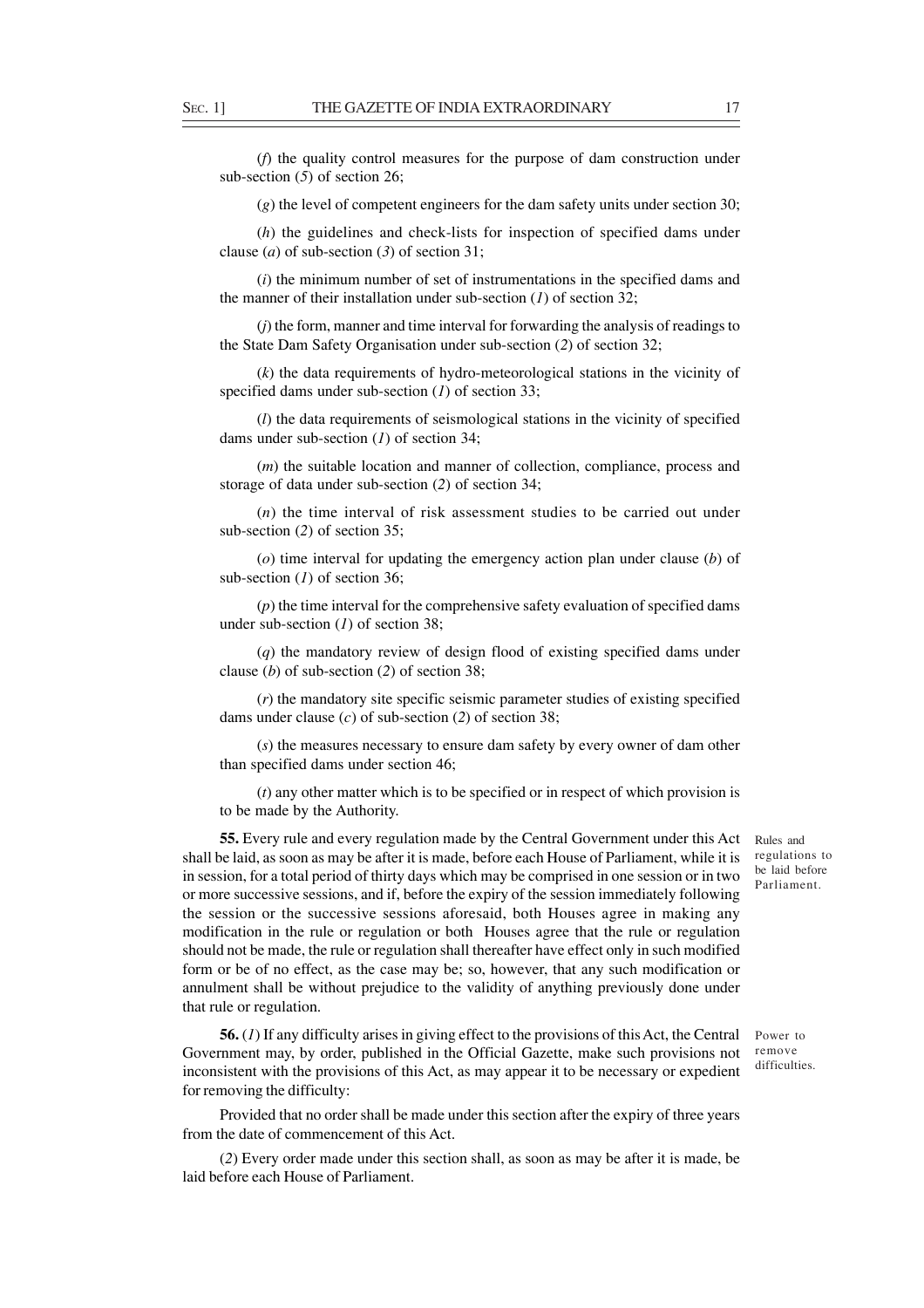(*f*) the quality control measures for the purpose of dam construction under sub-section (*5*) of section 26;

(*g*) the level of competent engineers for the dam safety units under section 30;

(*h*) the guidelines and check-lists for inspection of specified dams under clause (*a*) of sub-section (*3*) of section 31;

(*i*) the minimum number of set of instrumentations in the specified dams and the manner of their installation under sub-section (*1*) of section 32;

(*j*) the form, manner and time interval for forwarding the analysis of readings to the State Dam Safety Organisation under sub-section (*2*) of section 32;

(*k*) the data requirements of hydro-meteorological stations in the vicinity of specified dams under sub-section (*1*) of section 33;

(*l*) the data requirements of seismological stations in the vicinity of specified dams under sub-section (*1*) of section 34;

(*m*) the suitable location and manner of collection, compliance, process and storage of data under sub-section (*2*) of section 34;

(*n*) the time interval of risk assessment studies to be carried out under sub-section (*2*) of section 35;

(*o*) time interval for updating the emergency action plan under clause (*b*) of sub-section (*1*) of section 36;

(*p*) the time interval for the comprehensive safety evaluation of specified dams under sub-section (*1*) of section 38;

(*q*) the mandatory review of design flood of existing specified dams under clause (*b*) of sub-section (*2*) of section 38;

(*r*) the mandatory site specific seismic parameter studies of existing specified dams under clause (*c*) of sub-section (*2*) of section 38;

(*s*) the measures necessary to ensure dam safety by every owner of dam other than specified dams under section 46;

(*t*) any other matter which is to be specified or in respect of which provision is to be made by the Authority.

Rules and regulations to be laid before Parliament.

**55.** Every rule and every regulation made by the Central Government under this Act shall be laid, as soon as may be after it is made, before each House of Parliament, while it is in session, for a total period of thirty days which may be comprised in one session or in two or more successive sessions, and if, before the expiry of the session immediately following the session or the successive sessions aforesaid, both Houses agree in making any modification in the rule or regulation or both Houses agree that the rule or regulation should not be made, the rule or regulation shall thereafter have effect only in such modified form or be of no effect, as the case may be; so, however, that any such modification or annulment shall be without prejudice to the validity of anything previously done under that rule or regulation.

Power to remove difficulties.

**56.** (*1*) If any difficulty arises in giving effect to the provisions of this Act, the Central Government may, by order, published in the Official Gazette, make such provisions not inconsistent with the provisions of this Act, as may appear it to be necessary or expedient for removing the difficulty:

Provided that no order shall be made under this section after the expiry of three years from the date of commencement of this Act.

(*2*) Every order made under this section shall, as soon as may be after it is made, be laid before each House of Parliament.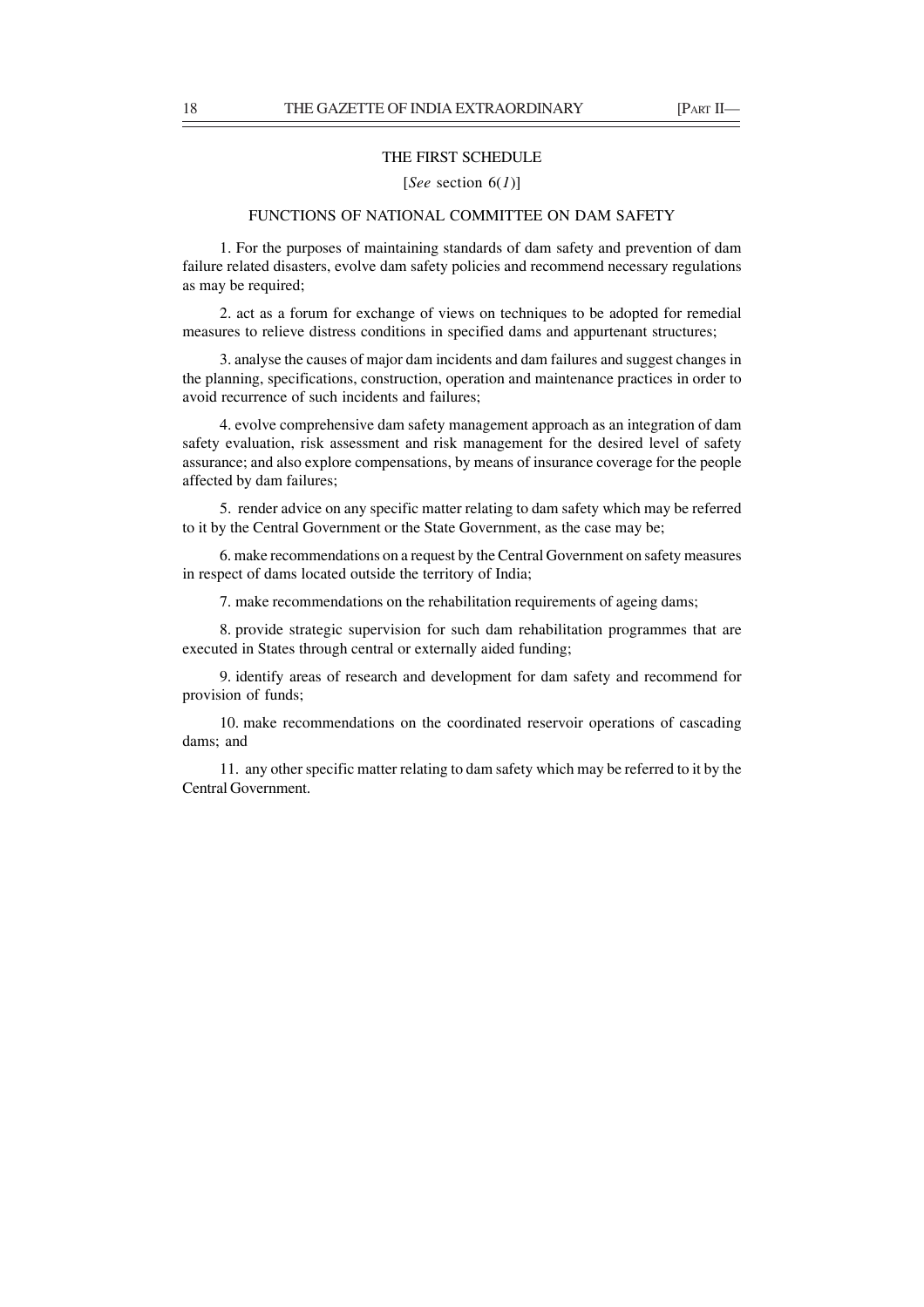# THE FIRST SCHEDULE

[*See* section 6(*1*)]

## FUNCTIONS OF NATIONAL COMMITTEE ON DAM SAFETY

1. For the purposes of maintaining standards of dam safety and prevention of dam failure related disasters, evolve dam safety policies and recommend necessary regulations as may be required;

2. act as a forum for exchange of views on techniques to be adopted for remedial measures to relieve distress conditions in specified dams and appurtenant structures;

3. analyse the causes of major dam incidents and dam failures and suggest changes in the planning, specifications, construction, operation and maintenance practices in order to avoid recurrence of such incidents and failures;

4. evolve comprehensive dam safety management approach as an integration of dam safety evaluation, risk assessment and risk management for the desired level of safety assurance; and also explore compensations, by means of insurance coverage for the people affected by dam failures;

5. render advice on any specific matter relating to dam safety which may be referred to it by the Central Government or the State Government, as the case may be;

6. make recommendations on a request by the Central Government on safety measures in respect of dams located outside the territory of India;

7. make recommendations on the rehabilitation requirements of ageing dams;

8. provide strategic supervision for such dam rehabilitation programmes that are executed in States through central or externally aided funding;

9. identify areas of research and development for dam safety and recommend for provision of funds;

10. make recommendations on the coordinated reservoir operations of cascading dams; and

11. any other specific matter relating to dam safety which may be referred to it by the Central Government.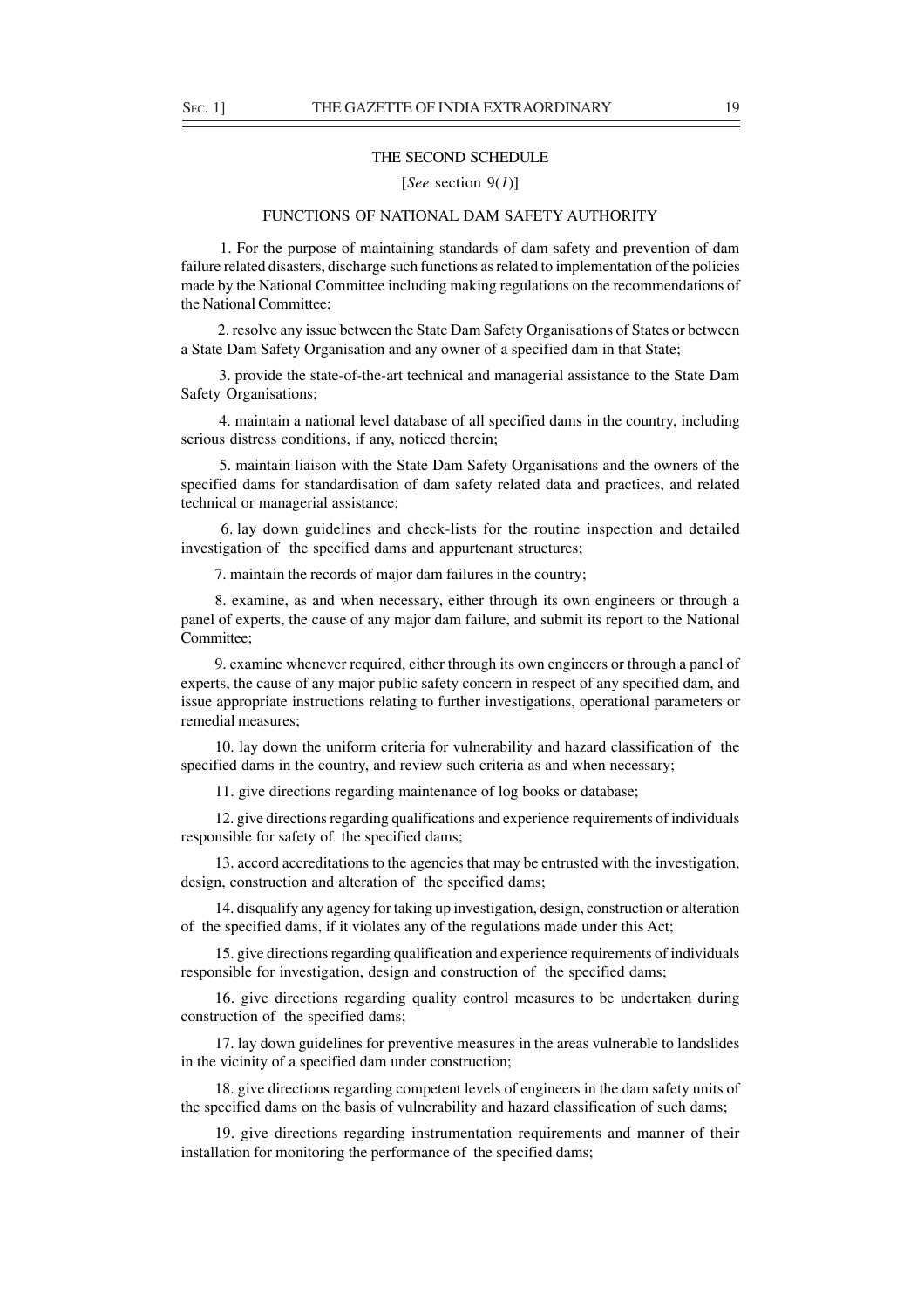## THE SECOND SCHEDULE

[*See* section 9(*1*)]

### FUNCTIONS OF NATIONAL DAM SAFETY AUTHORITY

1. For the purpose of maintaining standards of dam safety and prevention of dam failure related disasters, discharge such functions as related to implementation of the policies made by the National Committee including making regulations on the recommendations of the National Committee;

2. resolve any issue between the State Dam Safety Organisations of States or between a State Dam Safety Organisation and any owner of a specified dam in that State;

3. provide the state-of-the-art technical and managerial assistance to the State Dam Safety Organisations;

4. maintain a national level database of all specified dams in the country, including serious distress conditions, if any, noticed therein;

5. maintain liaison with the State Dam Safety Organisations and the owners of the specified dams for standardisation of dam safety related data and practices, and related technical or managerial assistance;

6. lay down guidelines and check-lists for the routine inspection and detailed investigation of the specified dams and appurtenant structures;

7. maintain the records of major dam failures in the country;

8. examine, as and when necessary, either through its own engineers or through a panel of experts, the cause of any major dam failure, and submit its report to the National Committee;

9. examine whenever required, either through its own engineers or through a panel of experts, the cause of any major public safety concern in respect of any specified dam, and issue appropriate instructions relating to further investigations, operational parameters or remedial measures;

10. lay down the uniform criteria for vulnerability and hazard classification of the specified dams in the country, and review such criteria as and when necessary;

11. give directions regarding maintenance of log books or database;

12. give directions regarding qualifications and experience requirements of individuals responsible for safety of the specified dams;

13. accord accreditations to the agencies that may be entrusted with the investigation, design, construction and alteration of the specified dams;

14. disqualify any agency for taking up investigation, design, construction or alteration of the specified dams, if it violates any of the regulations made under this Act;

15. give directions regarding qualification and experience requirements of individuals responsible for investigation, design and construction of the specified dams;

16. give directions regarding quality control measures to be undertaken during construction of the specified dams;

17. lay down guidelines for preventive measures in the areas vulnerable to landslides in the vicinity of a specified dam under construction;

18. give directions regarding competent levels of engineers in the dam safety units of the specified dams on the basis of vulnerability and hazard classification of such dams;

19. give directions regarding instrumentation requirements and manner of their installation for monitoring the performance of the specified dams;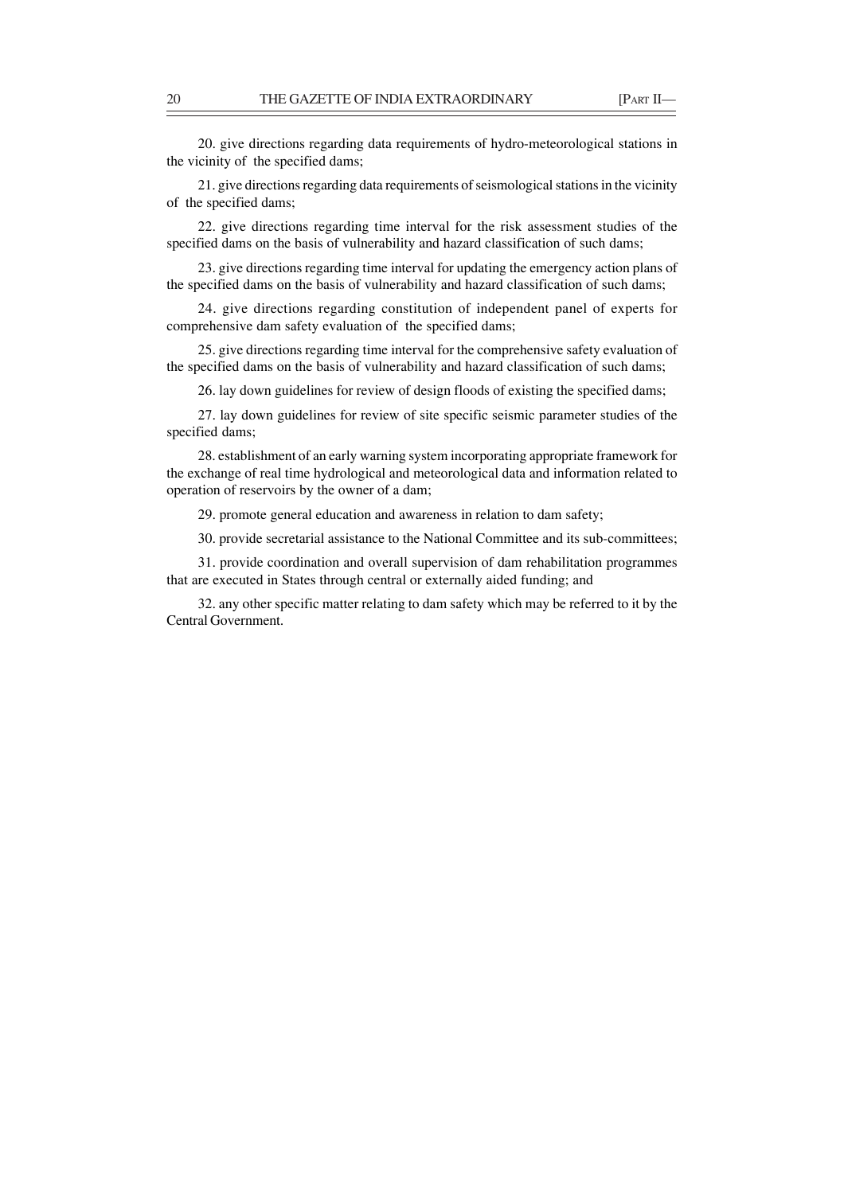20. give directions regarding data requirements of hydro-meteorological stations in the vicinity of the specified dams;

21. give directions regarding data requirements of seismological stations in the vicinity of the specified dams;

22. give directions regarding time interval for the risk assessment studies of the specified dams on the basis of vulnerability and hazard classification of such dams;

23. give directions regarding time interval for updating the emergency action plans of the specified dams on the basis of vulnerability and hazard classification of such dams;

24. give directions regarding constitution of independent panel of experts for comprehensive dam safety evaluation of the specified dams;

25. give directions regarding time interval for the comprehensive safety evaluation of the specified dams on the basis of vulnerability and hazard classification of such dams;

26. lay down guidelines for review of design floods of existing the specified dams;

27. lay down guidelines for review of site specific seismic parameter studies of the specified dams;

28. establishment of an early warning system incorporating appropriate framework for the exchange of real time hydrological and meteorological data and information related to operation of reservoirs by the owner of a dam;

29. promote general education and awareness in relation to dam safety;

30. provide secretarial assistance to the National Committee and its sub-committees;

31. provide coordination and overall supervision of dam rehabilitation programmes that are executed in States through central or externally aided funding; and

32. any other specific matter relating to dam safety which may be referred to it by the Central Government.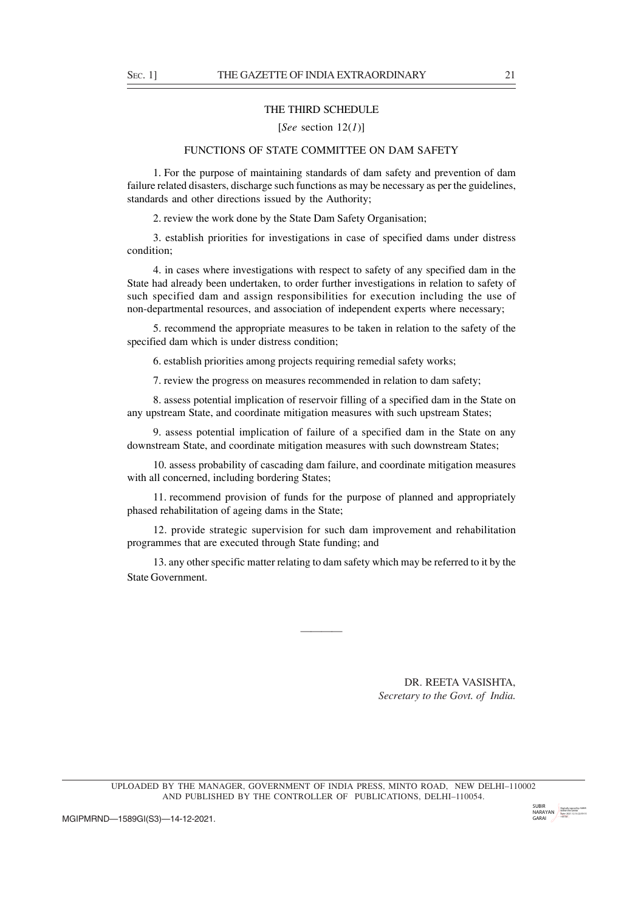## THE THIRD SCHEDULE

[*See* section 12(*1*)]

### FUNCTIONS OF STATE COMMITTEE ON DAM SAFETY

1. For the purpose of maintaining standards of dam safety and prevention of dam failure related disasters, discharge such functions as may be necessary as per the guidelines, standards and other directions issued by the Authority;

2. review the work done by the State Dam Safety Organisation;

3. establish priorities for investigations in case of specified dams under distress condition;

4. in cases where investigations with respect to safety of any specified dam in the State had already been undertaken, to order further investigations in relation to safety of such specified dam and assign responsibilities for execution including the use of non-departmental resources, and association of independent experts where necessary;

5. recommend the appropriate measures to be taken in relation to the safety of the specified dam which is under distress condition;

6. establish priorities among projects requiring remedial safety works;

7. review the progress on measures recommended in relation to dam safety;

8. assess potential implication of reservoir filling of a specified dam in the State on any upstream State, and coordinate mitigation measures with such upstream States;

9. assess potential implication of failure of a specified dam in the State on any downstream State, and coordinate mitigation measures with such downstream States;

10. assess probability of cascading dam failure, and coordinate mitigation measures with all concerned, including bordering States;

11. recommend provision of funds for the purpose of planned and appropriately phased rehabilitation of ageing dams in the State;

12. provide strategic supervision for such dam improvement and rehabilitation programmes that are executed through State funding; and

13. any other specific matter relating to dam safety which may be referred to it by the State Government.

————

DR. REETA VASISHTA,
*Secretary to the Govt. of India.*

UPLOADED BY THE MANAGER, GOVERNMENT OF INDIA PRESS, MINTO ROAD, NEW DELHI–110002
AND PUBLISHED BY THE CONTROLLER OF PUBLICATIONS, DELHI–110054.

MGIPMRND—1589GI(S3)—14-12-2021.